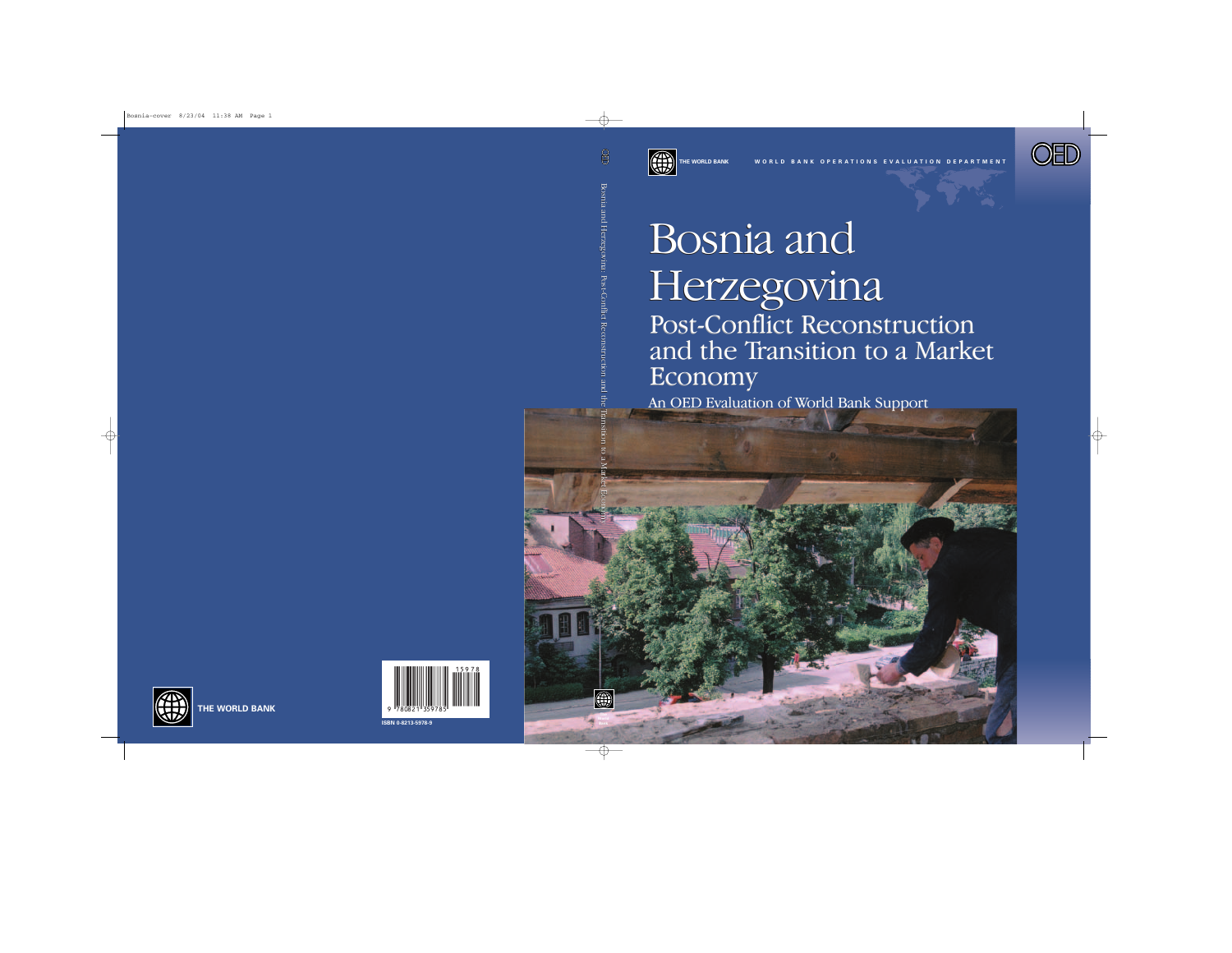THE WORLD BANK

WORLD BANK OPERATIONS EVALUATION DEPARTMENT

OED

# Bosnia and Herzegovina

## Post-Conflict Reconstruction and the Transition to a Market Economy

An OED Evaluation of World Bank Support

Bosnia and Herzegovina: Post-Conflict Reconstruction and the Transition to a Market Economy

THE WORLD BANK

ISBN 0-8213-5978-9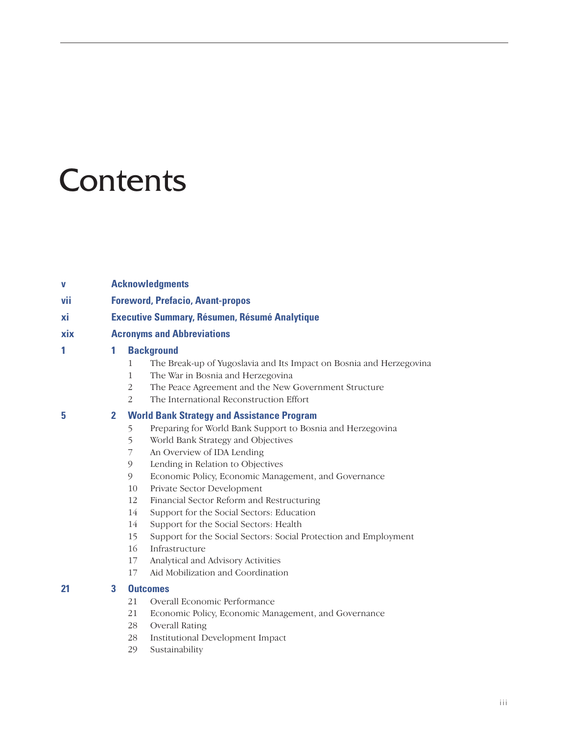# Contents

v Acknowledgments

vii Foreword, Prefacio, Avant-propos

xi Executive Summary, Résumen, Résumé Analytique

xix Acronyms and Abbreviations

1 **1 Background**

- 1 The Break-up of Yugoslavia and Its Impact on Bosnia and Herzegovina
- 1 The War in Bosnia and Herzegovina
- 2 The Peace Agreement and the New Government Structure
- 2 The International Reconstruction Effort

5 **2 World Bank Strategy and Assistance Program**

- 5 Preparing for World Bank Support to Bosnia and Herzegovina
- 5 World Bank Strategy and Objectives
- 7 An Overview of IDA Lending
- 9 Lending in Relation to Objectives
- 9 Economic Policy, Economic Management, and Governance
- 10 Private Sector Development
- 12 Financial Sector Reform and Restructuring
- 14 Support for the Social Sectors: Education
- 14 Support for the Social Sectors: Health
- 15 Support for the Social Sectors: Social Protection and Employment
- 16 Infrastructure
- 17 Analytical and Advisory Activities
- 17 Aid Mobilization and Coordination

21 **3 Outcomes**

- 21 Overall Economic Performance
- 21 Economic Policy, Economic Management, and Governance
- 28 Overall Rating
- 28 Institutional Development Impact
- 29 Sustainability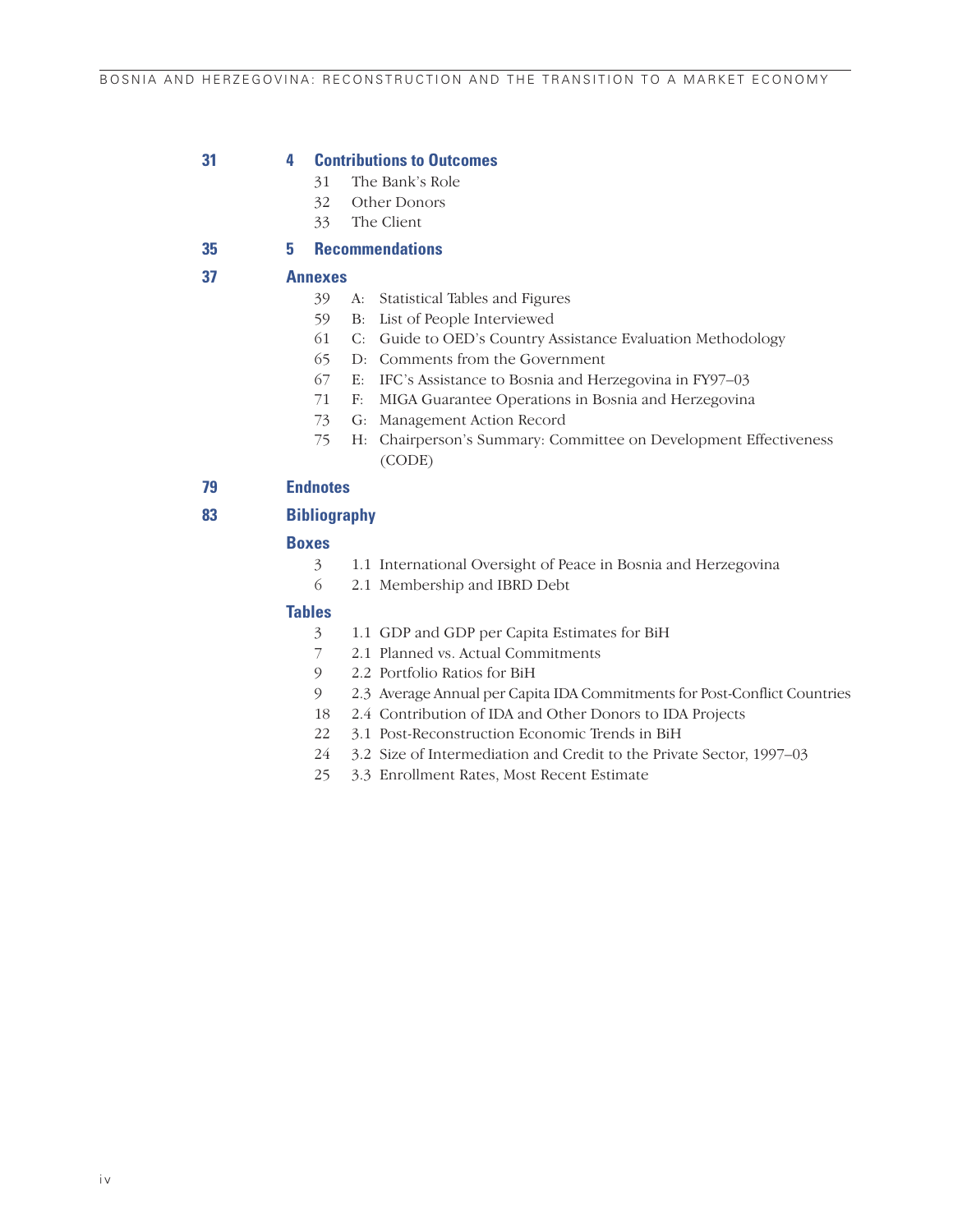**31** **4 Contributions to Outcomes**

- 31 The Bank's Role
- 32 Other Donors
- 33 The Client

**35** **5 Recommendations**

**37** **Annexes**

- 39 A: Statistical Tables and Figures
- 59 B: List of People Interviewed
- 61 C: Guide to OED's Country Assistance Evaluation Methodology
- 65 D: Comments from the Government
- 67 E: IFC's Assistance to Bosnia and Herzegovina in FY97–03
- 71 F: MIGA Guarantee Operations in Bosnia and Herzegovina
- 73 G: Management Action Record
- 75 H: Chairperson's Summary: Committee on Development Effectiveness (CODE)

**79** **Endnotes**

**83** **Bibliography**

**Boxes**

- 3 1.1 International Oversight of Peace in Bosnia and Herzegovina
- 6 2.1 Membership and IBRD Debt

**Tables**

- 3 1.1 GDP and GDP per Capita Estimates for BiH
- 7 2.1 Planned vs. Actual Commitments
- 9 2.2 Portfolio Ratios for BiH
- 9 2.3 Average Annual per Capita IDA Commitments for Post-Conflict Countries
- 18 2.4 Contribution of IDA and Other Donors to IDA Projects
- 22 3.1 Post-Reconstruction Economic Trends in BiH
- 24 3.2 Size of Intermediation and Credit to the Private Sector, 1997–03
- 25 3.3 Enrollment Rates, Most Recent Estimate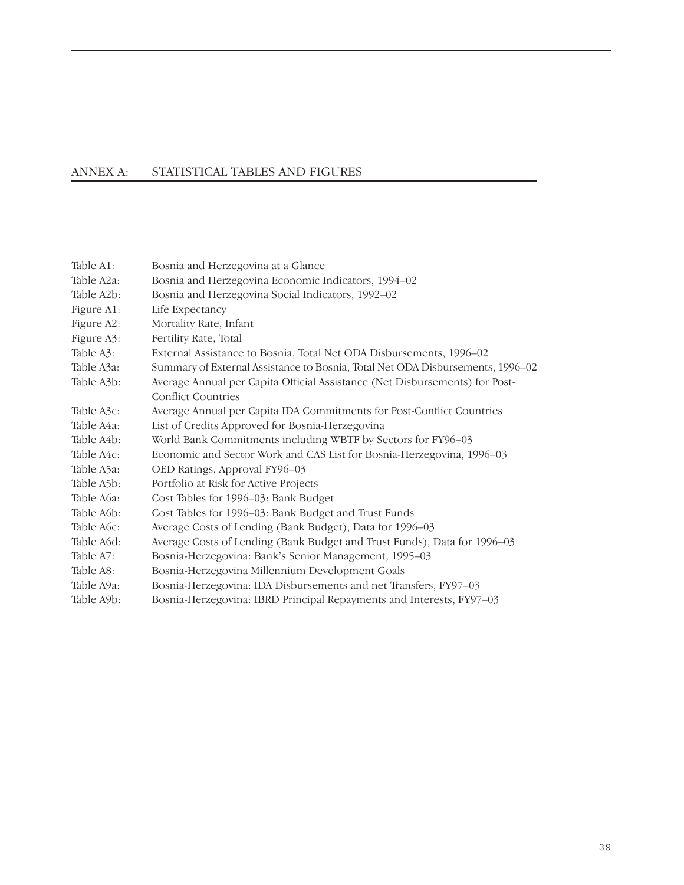## ANNEX A: STATISTICAL TABLES AND FIGURES

| | |
|---|---|
| Table A1: | Bosnia and Herzegovina at a Glance |
| Table A2a: | Bosnia and Herzegovina Economic Indicators, 1994–02 |
| Table A2b: | Bosnia and Herzegovina Social Indicators, 1992–02 |
| Figure A1: | Life Expectancy |
| Figure A2: | Mortality Rate, Infant |
| Figure A3: | Fertility Rate, Total |
| Table A3: | External Assistance to Bosnia, Total Net ODA Disbursements, 1996–02 |
| Table A3a: | Summary of External Assistance to Bosnia, Total Net ODA Disbursements, 1996–02 |
| Table A3b: | Average Annual per Capita Official Assistance (Net Disbursements) for Post-Conflict Countries |
| Table A3c: | Average Annual per Capita IDA Commitments for Post-Conflict Countries |
| Table A4a: | List of Credits Approved for Bosnia-Herzegovina |
| Table A4b: | World Bank Commitments including WBTF by Sectors for FY96–03 |
| Table A4c: | Economic and Sector Work and CAS List for Bosnia-Herzegovina, 1996–03 |
| Table A5a: | OED Ratings, Approval FY96–03 |
| Table A5b: | Portfolio at Risk for Active Projects |
| Table A6a: | Cost Tables for 1996–03: Bank Budget |
| Table A6b: | Cost Tables for 1996–03: Bank Budget and Trust Funds |
| Table A6c: | Average Costs of Lending (Bank Budget), Data for 1996–03 |
| Table A6d: | Average Costs of Lending (Bank Budget and Trust Funds), Data for 1996–03 |
| Table A7: | Bosnia-Herzegovina: Bank's Senior Management, 1995–03 |
| Table A8: | Bosnia-Herzegovina Millennium Development Goals |
| Table A9a: | Bosnia-Herzegovina: IDA Disbursements and net Transfers, FY97–03 |
| Table A9b: | Bosnia-Herzegovina: IBRD Principal Repayments and Interests, FY97–03 |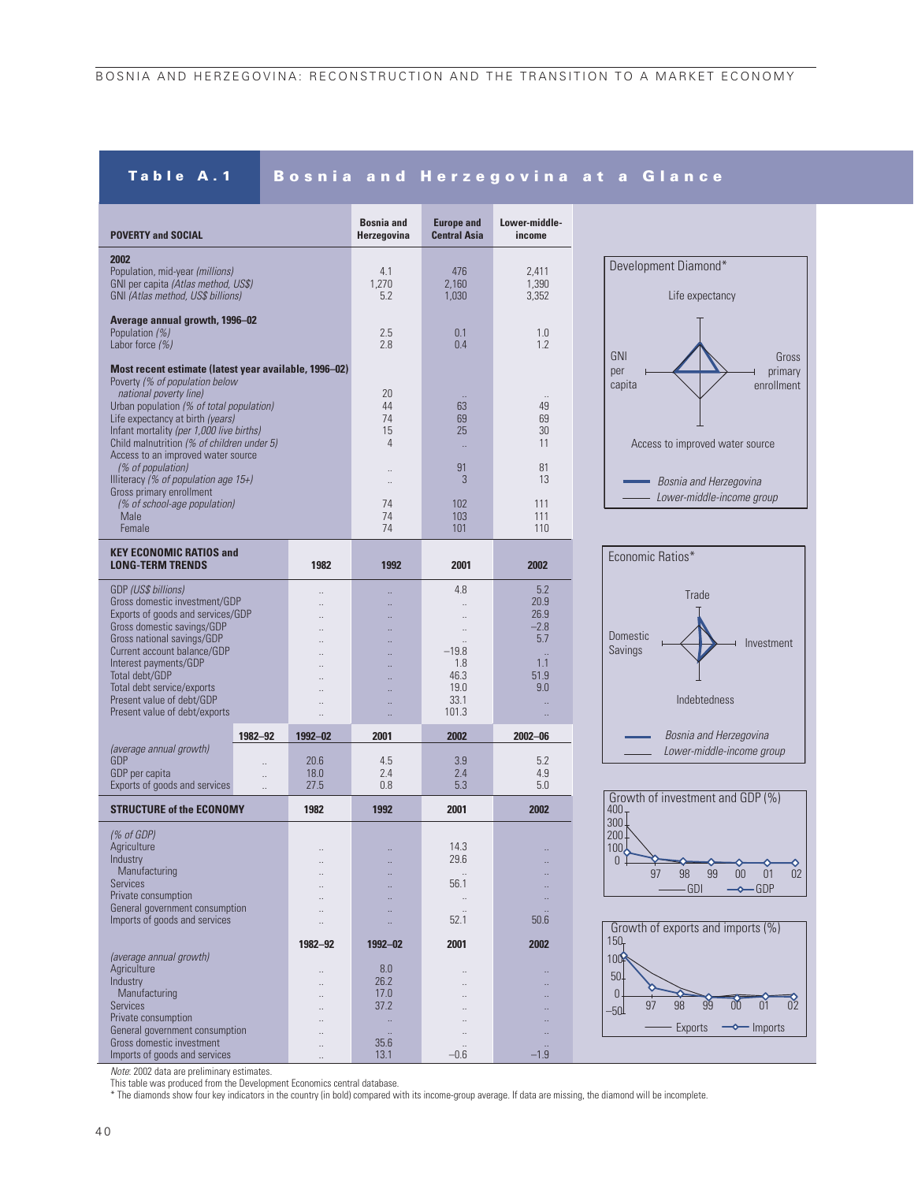## Table A.1 Bosnia and Herzegovina at a Glance

| POVERTY and SOCIAL | Bosnia and Herzegovina | Europe and Central Asia | Lower-middle-income |
|---|---|---|---|
| **2002** | | | |
| Population, mid-year *(millions)* | 4.1 | 476 | 2,411 |
| GNI per capita *(Atlas method, US$)* | 1,270 | 2,160 | 1,390 |
| GNI *(Atlas method, US$ billions)* | 5.2 | 1,030 | 3,352 |
| **Average annual growth, 1996–02** | | | |
| Population *(%)* | 2.5 | 0.1 | 1.0 |
| Labor force *(%)* | 2.8 | 0.4 | 1.2 |
| **Most recent estimate (latest year available, 1996–02)** | | | |
| Poverty *(% of population below national poverty line)* | 20 | .. | .. |
| Urban population *(% of total population)* | 44 | 63 | 49 |
| Life expectancy at birth *(years)* | 74 | 69 | 69 |
| Infant mortality *(per 1,000 live births)* | 15 | 25 | 30 |
| Child malnutrition *(% of children under 5)* | 4 | .. | 11 |
| Access to an improved water source *(% of population)* | .. | 91 | 81 |
| Illiteracy *(% of population age 15+)* | .. | 3 | 13 |
| Gross primary enrollment *(% of school-age population)* | 74 | 102 | 111 |
| Male | 74 | 103 | 111 |
| Female | 74 | 101 | 110 |

Development Diamond*: Life expectancy; GNI per capita; Gross primary enrollment; Access to improved water source. — Bosnia and Herzegovina; — Lower-middle-income group

| KEY ECONOMIC RATIOS and LONG-TERM TRENDS | 1982 | 1992 | 2001 | 2002 |
|---|---|---|---|---|
| GDP *(US$ billions)* | .. | .. | 4.8 | 5.2 |
| Gross domestic investment/GDP | .. | .. | .. | 20.9 |
| Exports of goods and services/GDP | .. | .. | .. | 26.9 |
| Gross domestic savings/GDP | .. | .. | .. | −2.8 |
| Gross national savings/GDP | .. | .. | .. | 5.7 |
| Current account balance/GDP | .. | .. | −19.8 | .. |
| Interest payments/GDP | .. | .. | 1.8 | 1.1 |
| Total debt/GDP | .. | .. | 46.3 | 51.9 |
| Total debt service/exports | .. | .. | 19.0 | 9.0 |
| Present value of debt/GDP | .. | .. | 33.1 | .. |
| Present value of debt/exports | .. | .. | 101.3 | .. |

| *(average annual growth)* | 1982–92 | 1992–02 | 2001 | 2002 | 2002–06 |
|---|---|---|---|---|---|
| GDP | .. | 20.6 | 4.5 | 3.9 | 5.2 |
| GDP per capita | .. | 18.0 | 2.4 | 2.4 | 4.9 |
| Exports of goods and services | .. | 27.5 | 0.8 | 5.3 | 5.0 |

Economic Ratios*: Trade; Domestic Savings; Investment; Indebtedness. — Bosnia and Herzegovina; — Lower-middle-income group

| STRUCTURE of the ECONOMY | 1982 | 1992 | 2001 | 2002 |
|---|---|---|---|---|
| *(% of GDP)* | | | | |
| Agriculture | .. | .. | 14.3 | .. |
| Industry | .. | .. | 29.6 | .. |
| Manufacturing | .. | .. | .. | .. |
| Services | .. | .. | 56.1 | .. |
| Private consumption | .. | .. | .. | .. |
| General government consumption | .. | .. | .. | .. |
| Imports of goods and services | .. | .. | 52.1 | 50.6 |

| *(average annual growth)* | 1982–92 | 1992–02 | 2001 | 2002 |
|---|---|---|---|---|
| Agriculture | .. | 8.0 | .. | .. |
| Industry | .. | 26.2 | .. | .. |
| Manufacturing | .. | 17.0 | .. | .. |
| Services | .. | 37.2 | .. | .. |
| Private consumption | .. | .. | .. | .. |
| General government consumption | .. | .. | .. | .. |
| Gross domestic investment | .. | 35.6 | .. | .. |
| Imports of goods and services | .. | 13.1 | −0.6 | −1.9 |

Growth of investment and GDP (%) — GDI; GDP (97–02)

Growth of exports and imports (%) — Exports; Imports (97–02)

*Note*: 2002 data are preliminary estimates.

This table was produced from the Development Economics central database.

\* The diamonds show four key indicators in the country (in bold) compared with its income-group average. If data are missing, the diamond will be incomplete.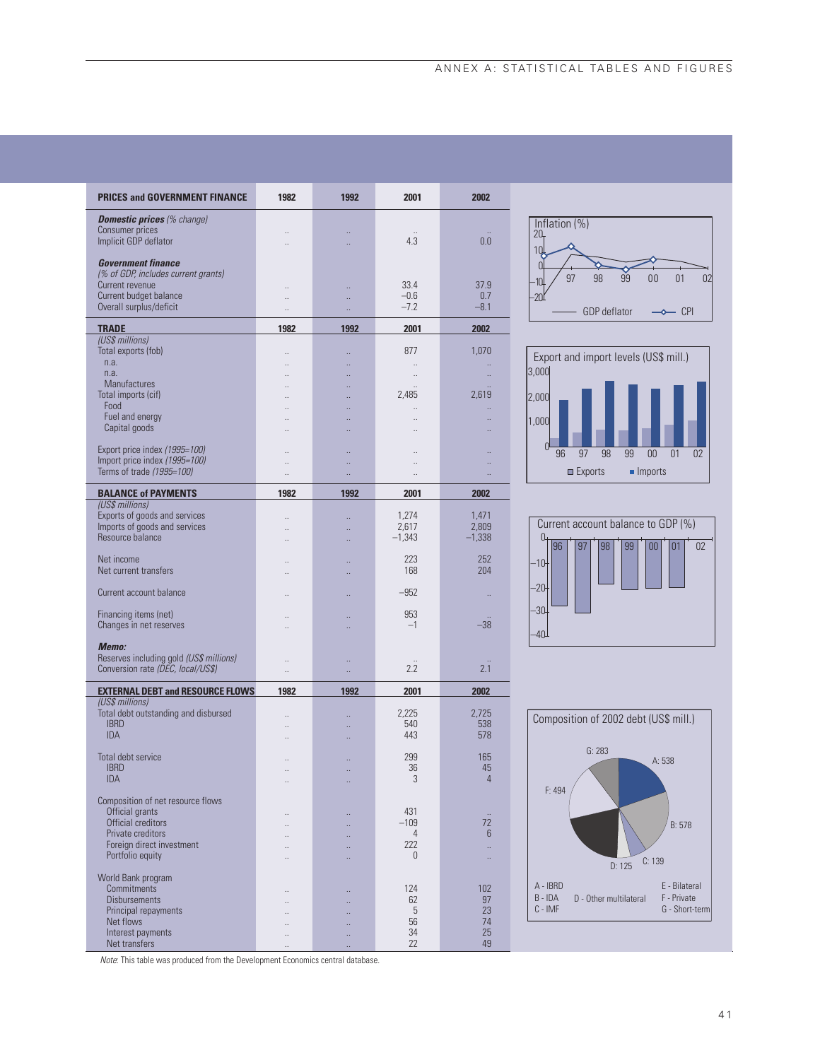| PRICES and GOVERNMENT FINANCE | 1982 | 1992 | 2001 | 2002 |
|---|---|---|---|---|
| ***Domestic prices*** *(% change)* | | | | |
| Consumer prices | .. | .. | .. | .. |
| Implicit GDP deflator | .. | .. | 4.3 | 0.0 |
| ***Government finance*** | | | | |
| *(% of GDP, includes current grants)* | | | | |
| Current revenue | .. | .. | 33.4 | 37.9 |
| Current budget balance | .. | .. | −0.6 | 0.7 |
| Overall surplus/deficit | .. | .. | −7.2 | −8.1 |
| **TRADE** | **1982** | **1992** | **2001** | **2002** |
| *(US$ millions)* | | | | |
| Total exports (fob) | .. | .. | 877 | 1,070 |
| n.a. | .. | .. | .. | .. |
| n.a. | .. | .. | .. | .. |
| Manufactures | .. | .. | .. | .. |
| Total imports (cif) | .. | .. | 2,485 | 2,619 |
| Food | .. | .. | .. | .. |
| Fuel and energy | .. | .. | .. | .. |
| Capital goods | .. | .. | .. | .. |
| Export price index *(1995=100)* | .. | .. | .. | .. |
| Import price index *(1995=100)* | .. | .. | .. | .. |
| Terms of trade *(1995=100)* | .. | .. | .. | .. |
| **BALANCE of PAYMENTS** | **1982** | **1992** | **2001** | **2002** |
| *(US$ millions)* | | | | |
| Exports of goods and services | .. | .. | 1,274 | 1,471 |
| Imports of goods and services | .. | .. | 2,617 | 2,809 |
| Resource balance | .. | .. | −1,343 | −1,338 |
| Net income | .. | .. | 223 | 252 |
| Net current transfers | .. | .. | 168 | 204 |
| Current account balance | .. | .. | −952 | .. |
| Financing items (net) | .. | .. | 953 | .. |
| Changes in net reserves | .. | .. | −1 | −38 |
| ***Memo:*** | | | | |
| Reserves including gold *(US$ millions)* | .. | .. | .. | .. |
| Conversion rate *(DEC, local/US$)* | .. | .. | 2.2 | 2.1 |
| **EXTERNAL DEBT and RESOURCE FLOWS** | **1982** | **1992** | **2001** | **2002** |
| *(US$ millions)* | | | | |
| Total debt outstanding and disbursed | .. | .. | 2,225 | 2,725 |
| IBRD | .. | .. | 540 | 538 |
| IDA | .. | .. | 443 | 578 |
| Total debt service | .. | .. | 299 | 165 |
| IBRD | .. | .. | 36 | 45 |
| IDA | .. | .. | 3 | 4 |
| Composition of net resource flows | | | | |
| Official grants | .. | .. | 431 | .. |
| Official creditors | .. | .. | −109 | 72 |
| Private creditors | .. | .. | 4 | 6 |
| Foreign direct investment | .. | .. | 222 | .. |
| Portfolio equity | .. | .. | 0 | .. |
| World Bank program | | | | |
| Commitments | .. | .. | 124 | 102 |
| Disbursements | .. | .. | 62 | 97 |
| Principal repayments | .. | .. | 5 | 23 |
| Net flows | .. | .. | 56 | 74 |
| Interest payments | .. | .. | 34 | 25 |
| Net transfers | .. | .. | 22 | 49 |

*Note*: This table was produced from the Development Economics central database.

Inflation (%)

Export and import levels (US$ mill.)

Current account balance to GDP (%)

Composition of 2002 debt (US$ mill.)

A - IBRD: 538; B - IDA: 578; C - IMF: 139; D - Other multilateral: 125; E - Bilateral; F - Private: 494; G - Short-term: 283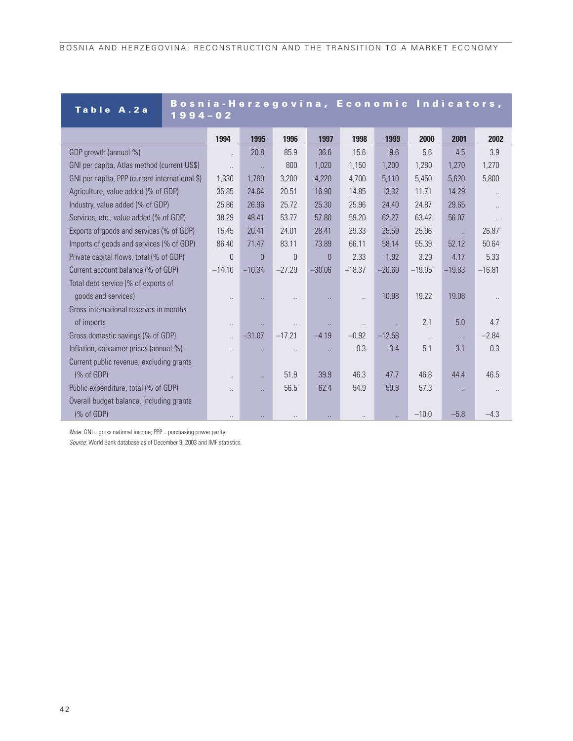## Table A.2a Bosnia-Herzegovina, Economic Indicators, 1994–02

| | 1994 | 1995 | 1996 | 1997 | 1998 | 1999 | 2000 | 2001 | 2002 |
|---|---|---|---|---|---|---|---|---|---|
| GDP growth (annual %) | .. | 20.8 | 85.9 | 36.6 | 15.6 | 9.6 | 5.6 | 4.5 | 3.9 |
| GNI per capita, Atlas method (current US$) | .. | .. | 800 | 1,020 | 1,150 | 1,200 | 1,280 | 1,270 | 1,270 |
| GNI per capita, PPP (current international $) | 1,330 | 1,760 | 3,200 | 4,220 | 4,700 | 5,110 | 5,450 | 5,620 | 5,800 |
| Agriculture, value added (% of GDP) | 35.85 | 24.64 | 20.51 | 16.90 | 14.85 | 13.32 | 11.71 | 14.29 | .. |
| Industry, value added (% of GDP) | 25.86 | 26.96 | 25.72 | 25.30 | 25.96 | 24.40 | 24.87 | 29.65 | .. |
| Services, etc., value added (% of GDP) | 38.29 | 48.41 | 53.77 | 57.80 | 59.20 | 62.27 | 63.42 | 56.07 | .. |
| Exports of goods and services (% of GDP) | 15.45 | 20.41 | 24.01 | 28.41 | 29.33 | 25.59 | 25.96 | .. | 26.87 |
| Imports of goods and services (% of GDP) | 86.40 | 71.47 | 83.11 | 73.89 | 66.11 | 58.14 | 55.39 | 52.12 | 50.64 |
| Private capital flows, total (% of GDP) | 0 | 0 | 0 | 0 | 2.33 | 1.92 | 3.29 | 4.17 | 5.33 |
| Current account balance (% of GDP) | −14.10 | −10.34 | −27.29 | −30.06 | −18.37 | −20.69 | −19.95 | −19.83 | −16.81 |
| Total debt service (% of exports of goods and services) | .. | .. | .. | .. | .. | 10.98 | 19.22 | 19.08 | .. |
| Gross international reserves in months of imports | .. | .. | .. | .. | .. | .. | 2.1 | 5.0 | 4.7 |
| Gross domestic savings (% of GDP) | .. | −31.07 | −17.21 | −4.19 | −0.92 | −12.58 | .. | .. | −2.84 |
| Inflation, consumer prices (annual %) | .. | .. | .. | .. | -0.3 | 3.4 | 5.1 | 3.1 | 0.3 |
| Current public revenue, excluding grants (% of GDP) | .. | .. | 51.9 | 39.9 | 46.3 | 47.7 | 46.8 | 44.4 | 46.5 |
| Public expenditure, total (% of GDP) | .. | .. | 56.5 | 62.4 | 54.9 | 59.8 | 57.3 | .. | .. |
| Overall budget balance, including grants (% of GDP) | .. | .. | .. | .. | .. | .. | −10.0 | −5.8 | −4.3 |

*Note*: GNI = gross national income; PPP = purchasing power parity.

*Source*: World Bank database as of December 9, 2003 and IMF statistics.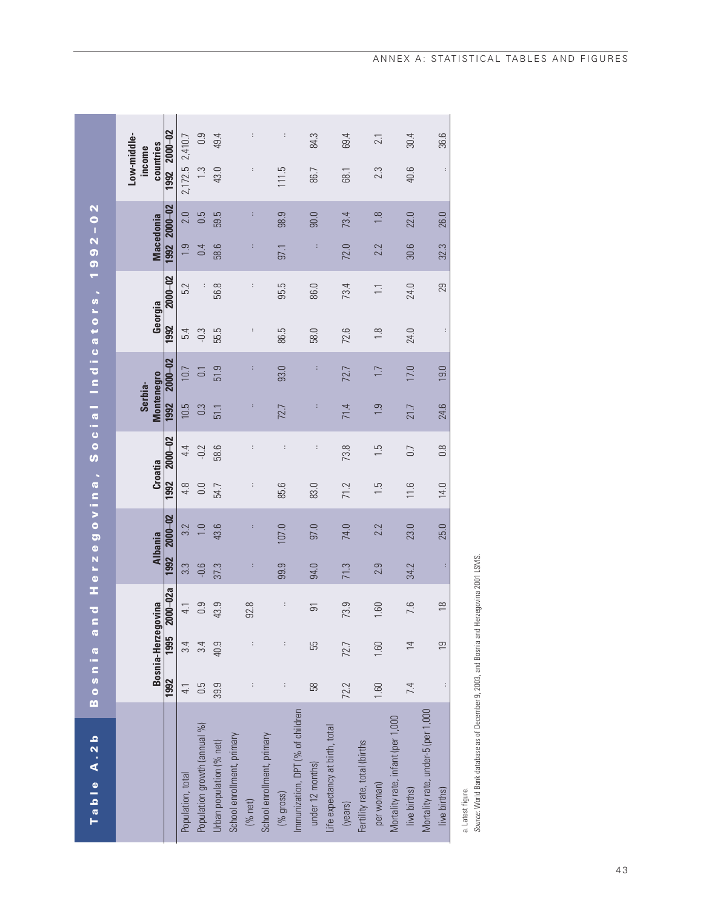## Table A.2b Bosnia and Herzegovina, Social Indicators, 1992–02

| | Bosnia-Herzegovina | | | Albania | | Croatia | | Serbia-Montenegro | | Georgia | | Macedonia | | Low-middle-income countries | |
|---|---|---|---|---|---|---|---|---|---|---|---|---|---|---|---|
| | 1992 | 1995 | 2000–02a | 1992 | 2000–02 | 1992 | 2000–02 | 1992 | 2000–02 | 1992 | 2000–02 | 1992 | 2000–02 | 1992 | 2000–02 |
| Population, total | 4.1 | 3.4 | 4.1 | 3.3 | 3.2 | 4.8 | 4.4 | 10.5 | 10.7 | 5.4 | 5.2 | 1.9 | 2.0 | 2,172.5 | 2,410.7 |
| Population growth (annual %) | 0.5 | 3.4 | 0.9 | -0.6 | 1.0 | 0.0 | -0.2 | 0.3 | 0.1 | -0.3 | .. | 0.4 | 0.5 | 1.3 | 0.9 |
| Urban population (% net) | 39.9 | 40.9 | 43.9 | 37.3 | 43.6 | 54.7 | 58.6 | 51.1 | 51.9 | 55.5 | 56.8 | 58.6 | 59.5 | 43.0 | 49.4 |
| School enrollment, primary (% net) | .. | .. | 92.8 | .. | .. | .. | .. | .. | .. | .. | .. | .. | .. | .. | .. |
| School enrollment, primary (% gross) | .. | .. | .. | 99.9 | 107.0 | 85.6 | .. | 72.7 | 93.0 | 86.5 | 95.5 | 97.1 | 98.9 | 111.5 | .. |
| Immunization, DPT (% of children under 12 months) | 58 | 55 | 91 | 94.0 | 97.0 | 83.0 | .. | .. | .. | 58.0 | 86.0 | .. | 90.0 | 86.7 | 84.3 |
| Life expectancy at birth, total (years) | 72.2 | 72.7 | 73.9 | 71.3 | 74.0 | 71.2 | 73.8 | 71.4 | 72.7 | 72.6 | 73.4 | 72.0 | 73.4 | 68.1 | 69.4 |
| Fertility rate, total (births per woman) | 1.60 | 1.60 | 1.60 | 2.9 | 2.2 | 1.5 | 1.5 | 1.9 | 1.7 | 1.8 | 1.1 | 2.2 | 1.8 | 2.3 | 2.1 |
| Mortality rate, infant (per 1,000 live births) | 7.4 | 14 | 7.6 | 34.2 | 23.0 | 11.6 | 0.7 | 21.7 | 17.0 | 24.0 | 24.0 | 30.6 | 22.0 | 40.6 | 30.4 |
| Mortality rate, under-5 (per 1,000 live births) | .. | 19 | 18 | .. | 25.0 | 14.0 | 0.8 | 24.6 | 19.0 | .. | 29 | 32.3 | 26.0 | .. | 36.6 |

a. Latest figure.

*Source:* World Bank database as of December 9, 2003, and Bosnia and Herzegovina 2001 LSMS.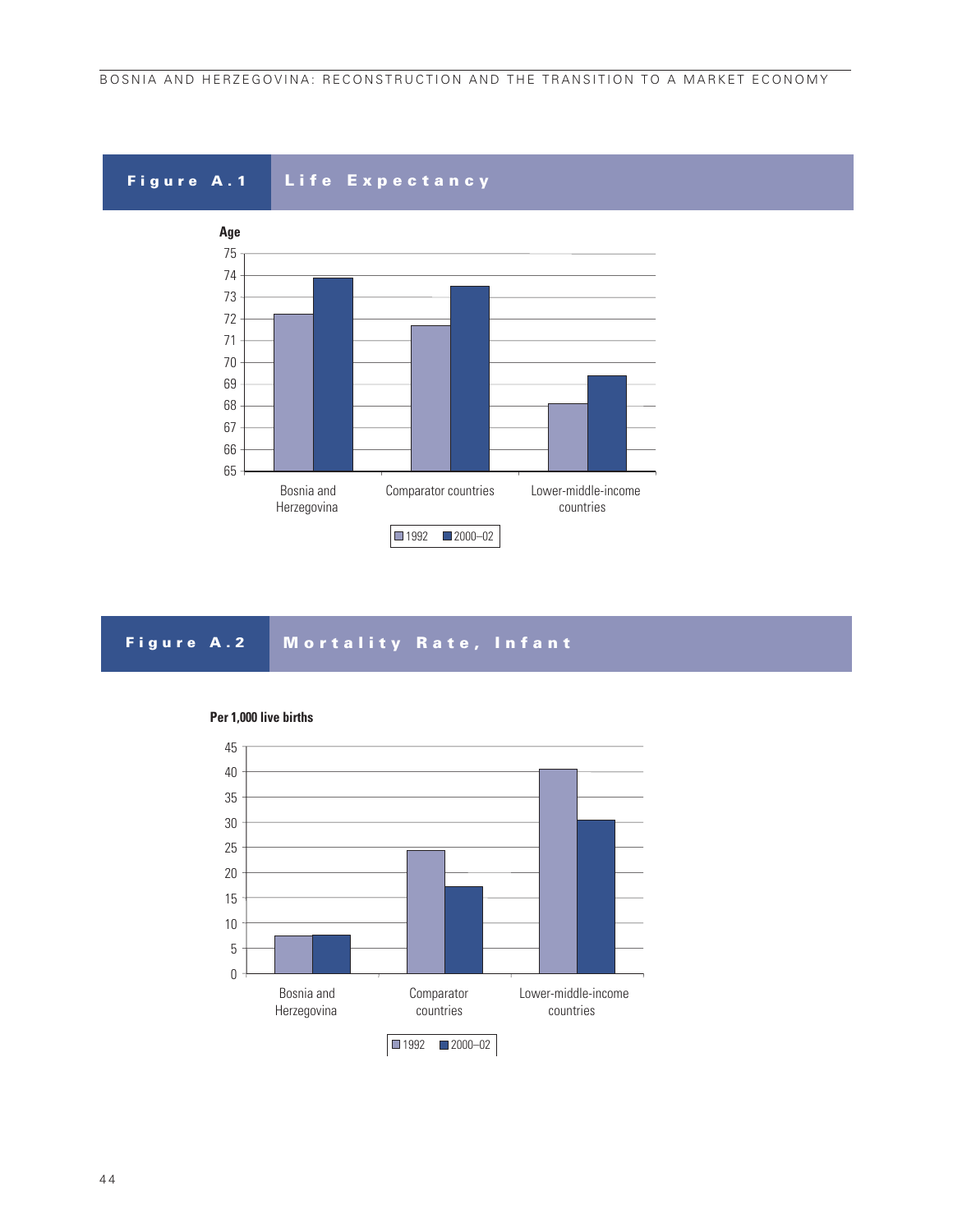**Figure A.1 Life Expectancy**

Age

75
74
73
72
71
70
69
68
67
66
65

Bosnia and Herzegovina | Comparator countries | Lower-middle-income countries

■ 1992 ■ 2000–02

**Figure A.2 Mortality Rate, Infant**

Per 1,000 live births

45
40
35
30
25
20
15
10
5
0

Bosnia and Herzegovina | Comparator countries | Lower-middle-income countries

■ 1992 ■ 2000–02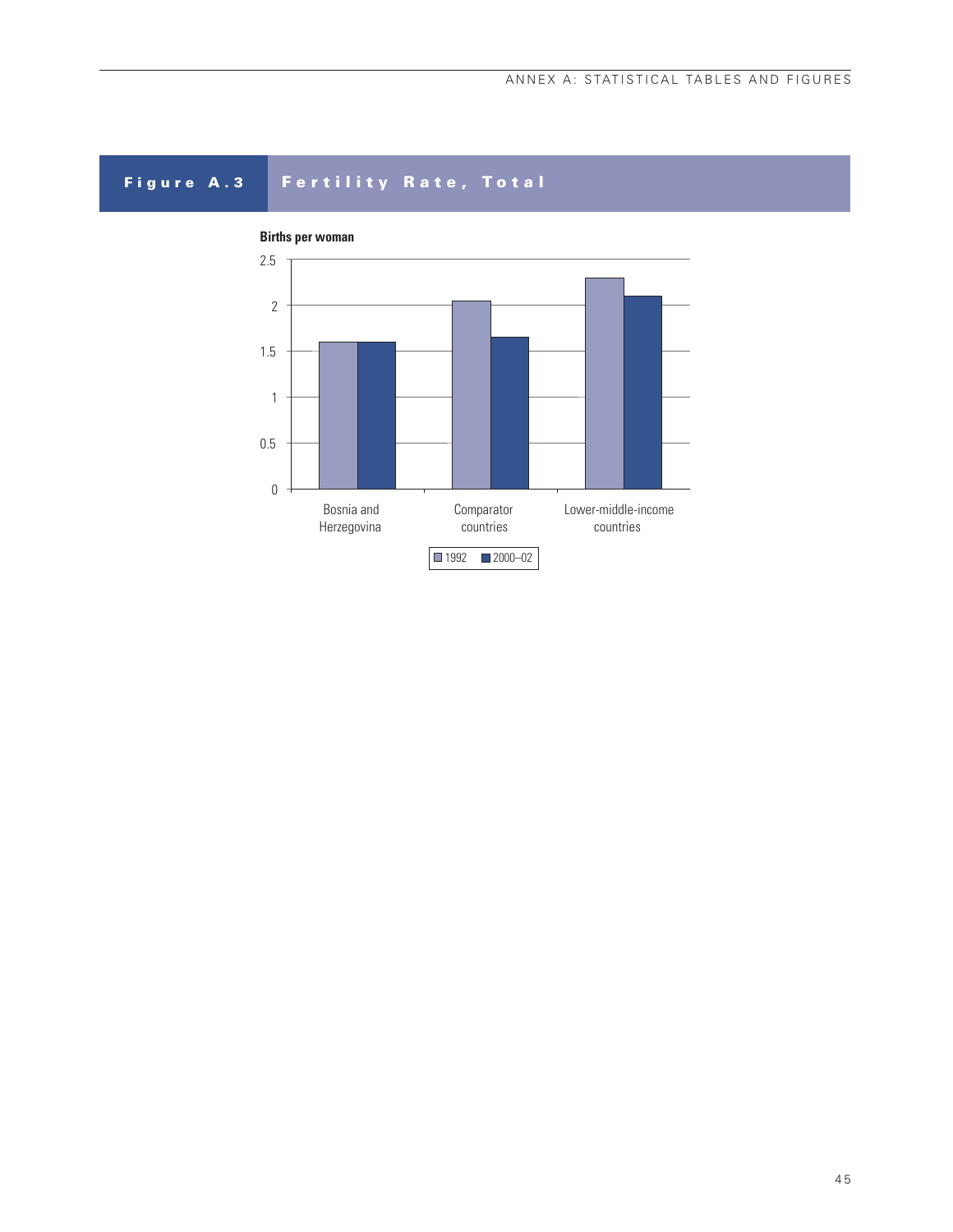## Figure A.3 Fertility Rate, Total

Births per woman

| | 1992 | 2000–02 |
|---|---|---|
| Bosnia and Herzegovina | 1.6 | 1.6 |
| Comparator countries | 2.05 | 1.65 |
| Lower-middle-income countries | 2.3 | 2.1 |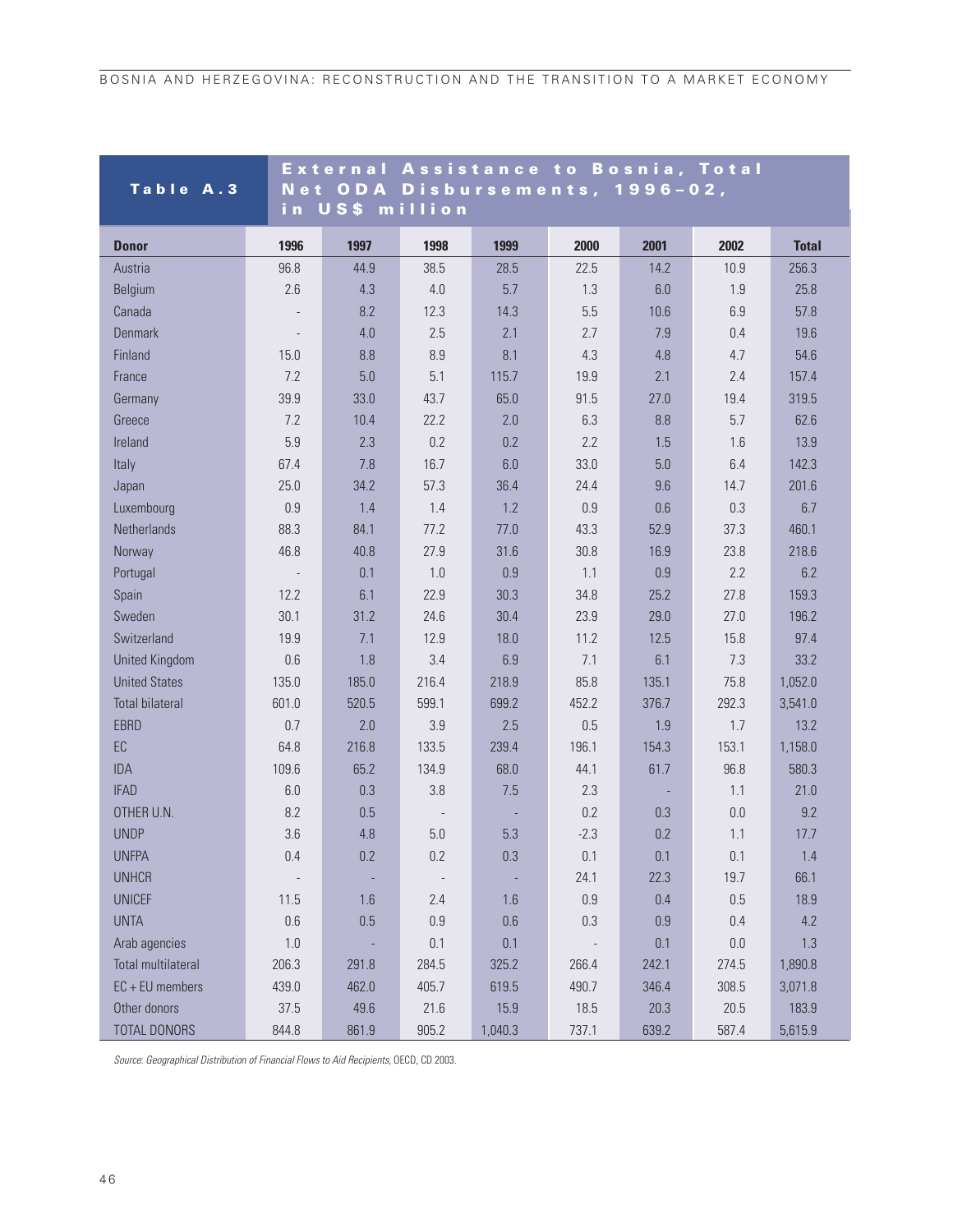**Table A.3** External Assistance to Bosnia, Total Net ODA Disbursements, 1996–02, in US$ million

| Donor | 1996 | 1997 | 1998 | 1999 | 2000 | 2001 | 2002 | Total |
|---|---|---|---|---|---|---|---|---|
| Austria | 96.8 | 44.9 | 38.5 | 28.5 | 22.5 | 14.2 | 10.9 | 256.3 |
| Belgium | 2.6 | 4.3 | 4.0 | 5.7 | 1.3 | 6.0 | 1.9 | 25.8 |
| Canada | - | 8.2 | 12.3 | 14.3 | 5.5 | 10.6 | 6.9 | 57.8 |
| Denmark | - | 4.0 | 2.5 | 2.1 | 2.7 | 7.9 | 0.4 | 19.6 |
| Finland | 15.0 | 8.8 | 8.9 | 8.1 | 4.3 | 4.8 | 4.7 | 54.6 |
| France | 7.2 | 5.0 | 5.1 | 115.7 | 19.9 | 2.1 | 2.4 | 157.4 |
| Germany | 39.9 | 33.0 | 43.7 | 65.0 | 91.5 | 27.0 | 19.4 | 319.5 |
| Greece | 7.2 | 10.4 | 22.2 | 2.0 | 6.3 | 8.8 | 5.7 | 62.6 |
| Ireland | 5.9 | 2.3 | 0.2 | 0.2 | 2.2 | 1.5 | 1.6 | 13.9 |
| Italy | 67.4 | 7.8 | 16.7 | 6.0 | 33.0 | 5.0 | 6.4 | 142.3 |
| Japan | 25.0 | 34.2 | 57.3 | 36.4 | 24.4 | 9.6 | 14.7 | 201.6 |
| Luxembourg | 0.9 | 1.4 | 1.4 | 1.2 | 0.9 | 0.6 | 0.3 | 6.7 |
| Netherlands | 88.3 | 84.1 | 77.2 | 77.0 | 43.3 | 52.9 | 37.3 | 460.1 |
| Norway | 46.8 | 40.8 | 27.9 | 31.6 | 30.8 | 16.9 | 23.8 | 218.6 |
| Portugal | - | 0.1 | 1.0 | 0.9 | 1.1 | 0.9 | 2.2 | 6.2 |
| Spain | 12.2 | 6.1 | 22.9 | 30.3 | 34.8 | 25.2 | 27.8 | 159.3 |
| Sweden | 30.1 | 31.2 | 24.6 | 30.4 | 23.9 | 29.0 | 27.0 | 196.2 |
| Switzerland | 19.9 | 7.1 | 12.9 | 18.0 | 11.2 | 12.5 | 15.8 | 97.4 |
| United Kingdom | 0.6 | 1.8 | 3.4 | 6.9 | 7.1 | 6.1 | 7.3 | 33.2 |
| United States | 135.0 | 185.0 | 216.4 | 218.9 | 85.8 | 135.1 | 75.8 | 1,052.0 |
| Total bilateral | 601.0 | 520.5 | 599.1 | 699.2 | 452.2 | 376.7 | 292.3 | 3,541.0 |
| EBRD | 0.7 | 2.0 | 3.9 | 2.5 | 0.5 | 1.9 | 1.7 | 13.2 |
| EC | 64.8 | 216.8 | 133.5 | 239.4 | 196.1 | 154.3 | 153.1 | 1,158.0 |
| IDA | 109.6 | 65.2 | 134.9 | 68.0 | 44.1 | 61.7 | 96.8 | 580.3 |
| IFAD | 6.0 | 0.3 | 3.8 | 7.5 | 2.3 | - | 1.1 | 21.0 |
| OTHER U.N. | 8.2 | 0.5 | - | - | 0.2 | 0.3 | 0.0 | 9.2 |
| UNDP | 3.6 | 4.8 | 5.0 | 5.3 | -2.3 | 0.2 | 1.1 | 17.7 |
| UNFPA | 0.4 | 0.2 | 0.2 | 0.3 | 0.1 | 0.1 | 0.1 | 1.4 |
| UNHCR | - | - | - | - | 24.1 | 22.3 | 19.7 | 66.1 |
| UNICEF | 11.5 | 1.6 | 2.4 | 1.6 | 0.9 | 0.4 | 0.5 | 18.9 |
| UNTA | 0.6 | 0.5 | 0.9 | 0.6 | 0.3 | 0.9 | 0.4 | 4.2 |
| Arab agencies | 1.0 | - | 0.1 | 0.1 | - | 0.1 | 0.0 | 1.3 |
| Total multilateral | 206.3 | 291.8 | 284.5 | 325.2 | 266.4 | 242.1 | 274.5 | 1,890.8 |
| EC + EU members | 439.0 | 462.0 | 405.7 | 619.5 | 490.7 | 346.4 | 308.5 | 3,071.8 |
| Other donors | 37.5 | 49.6 | 21.6 | 15.9 | 18.5 | 20.3 | 20.5 | 183.9 |
| TOTAL DONORS | 844.8 | 861.9 | 905.2 | 1,040.3 | 737.1 | 639.2 | 587.4 | 5,615.9 |

*Source: Geographical Distribution of Financial Flows to Aid Recipients,* OECD, CD 2003.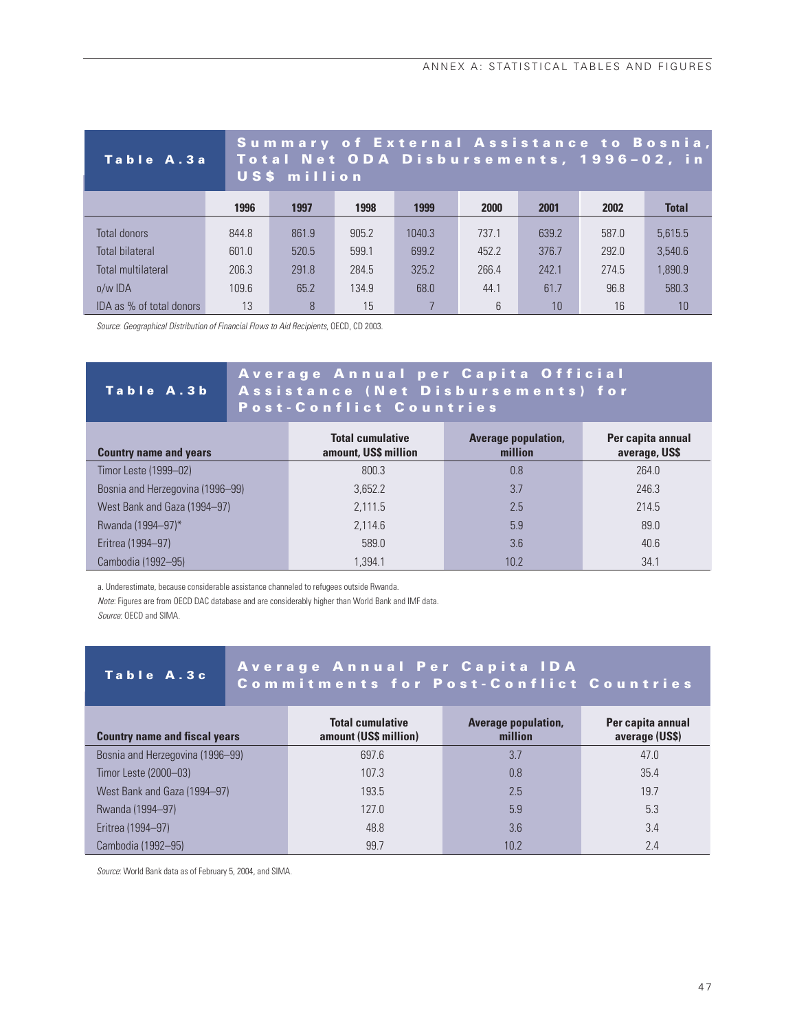## Table A.3a Summary of External Assistance to Bosnia, Total Net ODA Disbursements, 1996–02, in US$ million

| | 1996 | 1997 | 1998 | 1999 | 2000 | 2001 | 2002 | Total |
|---|---|---|---|---|---|---|---|---|
| Total donors | 844.8 | 861.9 | 905.2 | 1040.3 | 737.1 | 639.2 | 587.0 | 5,615.5 |
| Total bilateral | 601.0 | 520.5 | 599.1 | 699.2 | 452.2 | 376.7 | 292.0 | 3,540.6 |
| Total multilateral | 206.3 | 291.8 | 284.5 | 325.2 | 266.4 | 242.1 | 274.5 | 1,890.9 |
| o/w IDA | 109.6 | 65.2 | 134.9 | 68.0 | 44.1 | 61.7 | 96.8 | 580.3 |
| IDA as % of total donors | 13 | 8 | 15 | 7 | 6 | 10 | 16 | 10 |

*Source: Geographical Distribution of Financial Flows to Aid Recipients*, OECD, CD 2003.

## Table A.3b Average Annual per Capita Official Assistance (Net Disbursements) for Post-Conflict Countries

| Country name and years | Total cumulative amount, US$ million | Average population, million | Per capita annual average, US$ |
|---|---|---|---|
| Timor Leste (1999–02) | 800.3 | 0.8 | 264.0 |
| Bosnia and Herzegovina (1996–99) | 3,652.2 | 3.7 | 246.3 |
| West Bank and Gaza (1994–97) | 2,111.5 | 2.5 | 214.5 |
| Rwanda (1994–97)* | 2,114.6 | 5.9 | 89.0 |
| Eritrea (1994–97) | 589.0 | 3.6 | 40.6 |
| Cambodia (1992–95) | 1,394.1 | 10.2 | 34.1 |

a. Underestimate, because considerable assistance channeled to refugees outside Rwanda.

*Note*: Figures are from OECD DAC database and are considerably higher than World Bank and IMF data.

*Source*: OECD and SIMA.

## Table A.3c Average Annual Per Capita IDA Commitments for Post-Conflict Countries

| Country name and fiscal years | Total cumulative amount (US$ million) | Average population, million | Per capita annual average (US$) |
|---|---|---|---|
| Bosnia and Herzegovina (1996–99) | 697.6 | 3.7 | 47.0 |
| Timor Leste (2000–03) | 107.3 | 0.8 | 35.4 |
| West Bank and Gaza (1994–97) | 193.5 | 2.5 | 19.7 |
| Rwanda (1994–97) | 127.0 | 5.9 | 5.3 |
| Eritrea (1994–97) | 48.8 | 3.6 | 3.4 |
| Cambodia (1992–95) | 99.7 | 10.2 | 2.4 |

*Source*: World Bank data as of February 5, 2004, and SIMA.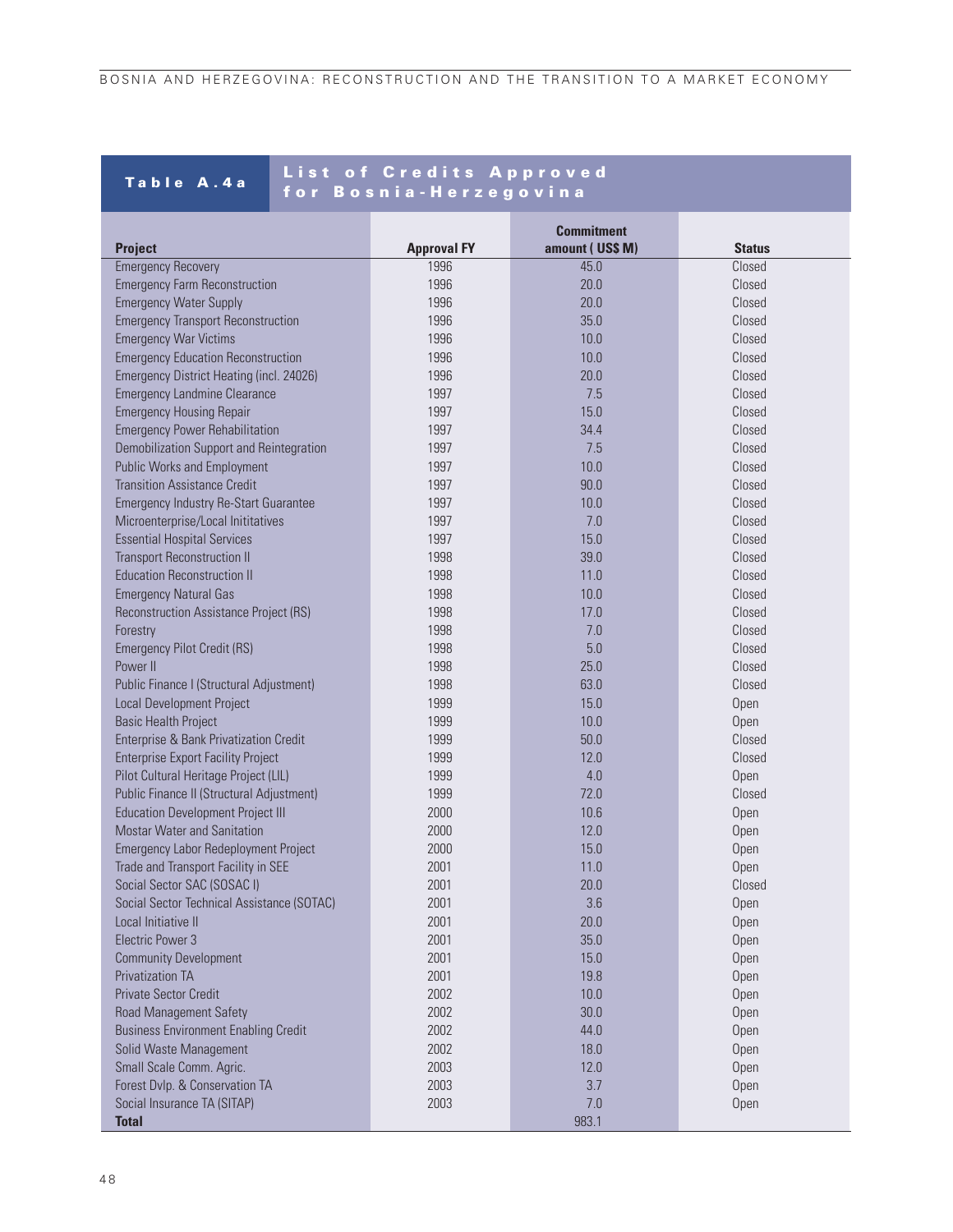## Table A.4a List of Credits Approved for Bosnia-Herzegovina

| Project | Approval FY | Commitment amount ( US$ M) | Status |
|---|---|---|---|
| Emergency Recovery | 1996 | 45.0 | Closed |
| Emergency Farm Reconstruction | 1996 | 20.0 | Closed |
| Emergency Water Supply | 1996 | 20.0 | Closed |
| Emergency Transport Reconstruction | 1996 | 35.0 | Closed |
| Emergency War Victims | 1996 | 10.0 | Closed |
| Emergency Education Reconstruction | 1996 | 10.0 | Closed |
| Emergency District Heating (incl. 24026) | 1996 | 20.0 | Closed |
| Emergency Landmine Clearance | 1997 | 7.5 | Closed |
| Emergency Housing Repair | 1997 | 15.0 | Closed |
| Emergency Power Rehabilitation | 1997 | 34.4 | Closed |
| Demobilization Support and Reintegration | 1997 | 7.5 | Closed |
| Public Works and Employment | 1997 | 10.0 | Closed |
| Transition Assistance Credit | 1997 | 90.0 | Closed |
| Emergency Industry Re-Start Guarantee | 1997 | 10.0 | Closed |
| Microenterprise/Local Inititatives | 1997 | 7.0 | Closed |
| Essential Hospital Services | 1997 | 15.0 | Closed |
| Transport Reconstruction II | 1998 | 39.0 | Closed |
| Education Reconstruction II | 1998 | 11.0 | Closed |
| Emergency Natural Gas | 1998 | 10.0 | Closed |
| Reconstruction Assistance Project (RS) | 1998 | 17.0 | Closed |
| Forestry | 1998 | 7.0 | Closed |
| Emergency Pilot Credit (RS) | 1998 | 5.0 | Closed |
| Power II | 1998 | 25.0 | Closed |
| Public Finance I (Structural Adjustment) | 1998 | 63.0 | Closed |
| Local Development Project | 1999 | 15.0 | Open |
| Basic Health Project | 1999 | 10.0 | Open |
| Enterprise & Bank Privatization Credit | 1999 | 50.0 | Closed |
| Enterprise Export Facility Project | 1999 | 12.0 | Closed |
| Pilot Cultural Heritage Project (LIL) | 1999 | 4.0 | Open |
| Public Finance II (Structural Adjustment) | 1999 | 72.0 | Closed |
| Education Development Project III | 2000 | 10.6 | Open |
| Mostar Water and Sanitation | 2000 | 12.0 | Open |
| Emergency Labor Redeployment Project | 2000 | 15.0 | Open |
| Trade and Transport Facility in SEE | 2001 | 11.0 | Open |
| Social Sector SAC (SOSAC I) | 2001 | 20.0 | Closed |
| Social Sector Technical Assistance (SOTAC) | 2001 | 3.6 | Open |
| Local Initiative II | 2001 | 20.0 | Open |
| Electric Power 3 | 2001 | 35.0 | Open |
| Community Development | 2001 | 15.0 | Open |
| Privatization TA | 2001 | 19.8 | Open |
| Private Sector Credit | 2002 | 10.0 | Open |
| Road Management Safety | 2002 | 30.0 | Open |
| Business Environment Enabling Credit | 2002 | 44.0 | Open |
| Solid Waste Management | 2002 | 18.0 | Open |
| Small Scale Comm. Agric. | 2003 | 12.0 | Open |
| Forest Dvlp. & Conservation TA | 2003 | 3.7 | Open |
| Social Insurance TA (SITAP) | 2003 | 7.0 | Open |
| **Total** | | 983.1 | |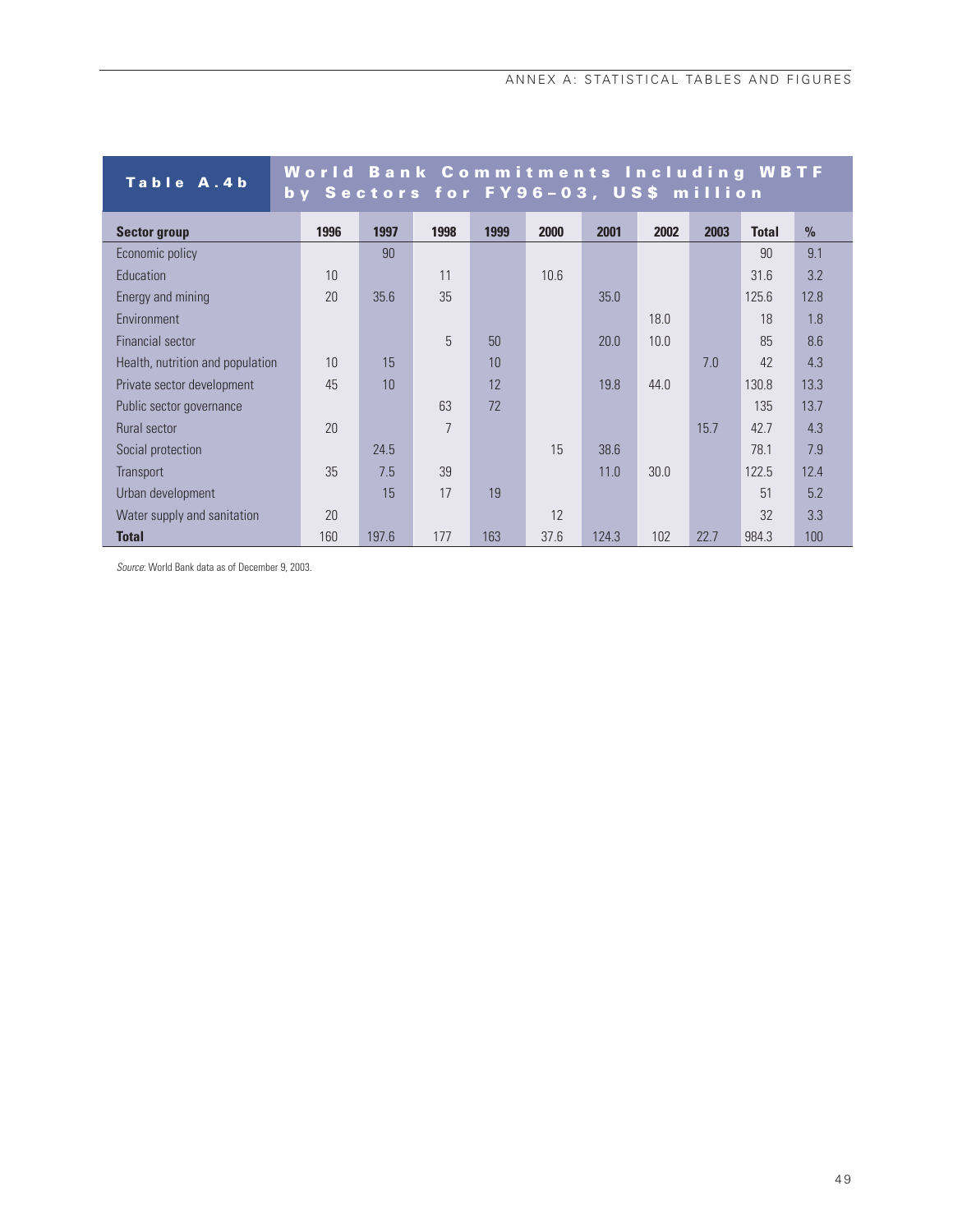**Table A.4b World Bank Commitments Including WBTF by Sectors for FY96–03, US$ million**

| Sector group | 1996 | 1997 | 1998 | 1999 | 2000 | 2001 | 2002 | 2003 | Total | % |
|---|---|---|---|---|---|---|---|---|---|---|
| Economic policy | | 90 | | | | | | | 90 | 9.1 |
| Education | 10 | | 11 | | 10.6 | | | | 31.6 | 3.2 |
| Energy and mining | 20 | 35.6 | 35 | | | 35.0 | | | 125.6 | 12.8 |
| Environment | | | | | | | 18.0 | | 18 | 1.8 |
| Financial sector | | | 5 | 50 | | 20.0 | 10.0 | | 85 | 8.6 |
| Health, nutrition and population | 10 | 15 | | 10 | | | | 7.0 | 42 | 4.3 |
| Private sector development | 45 | 10 | | 12 | | 19.8 | 44.0 | | 130.8 | 13.3 |
| Public sector governance | | | 63 | 72 | | | | | 135 | 13.7 |
| Rural sector | 20 | | 7 | | | | | 15.7 | 42.7 | 4.3 |
| Social protection | | 24.5 | | | 15 | 38.6 | | | 78.1 | 7.9 |
| Transport | 35 | 7.5 | 39 | | | 11.0 | 30.0 | | 122.5 | 12.4 |
| Urban development | | 15 | 17 | 19 | | | | | 51 | 5.2 |
| Water supply and sanitation | 20 | | | | 12 | | | | 32 | 3.3 |
| **Total** | 160 | 197.6 | 177 | 163 | 37.6 | 124.3 | 102 | 22.7 | 984.3 | 100 |

*Source*: World Bank data as of December 9, 2003.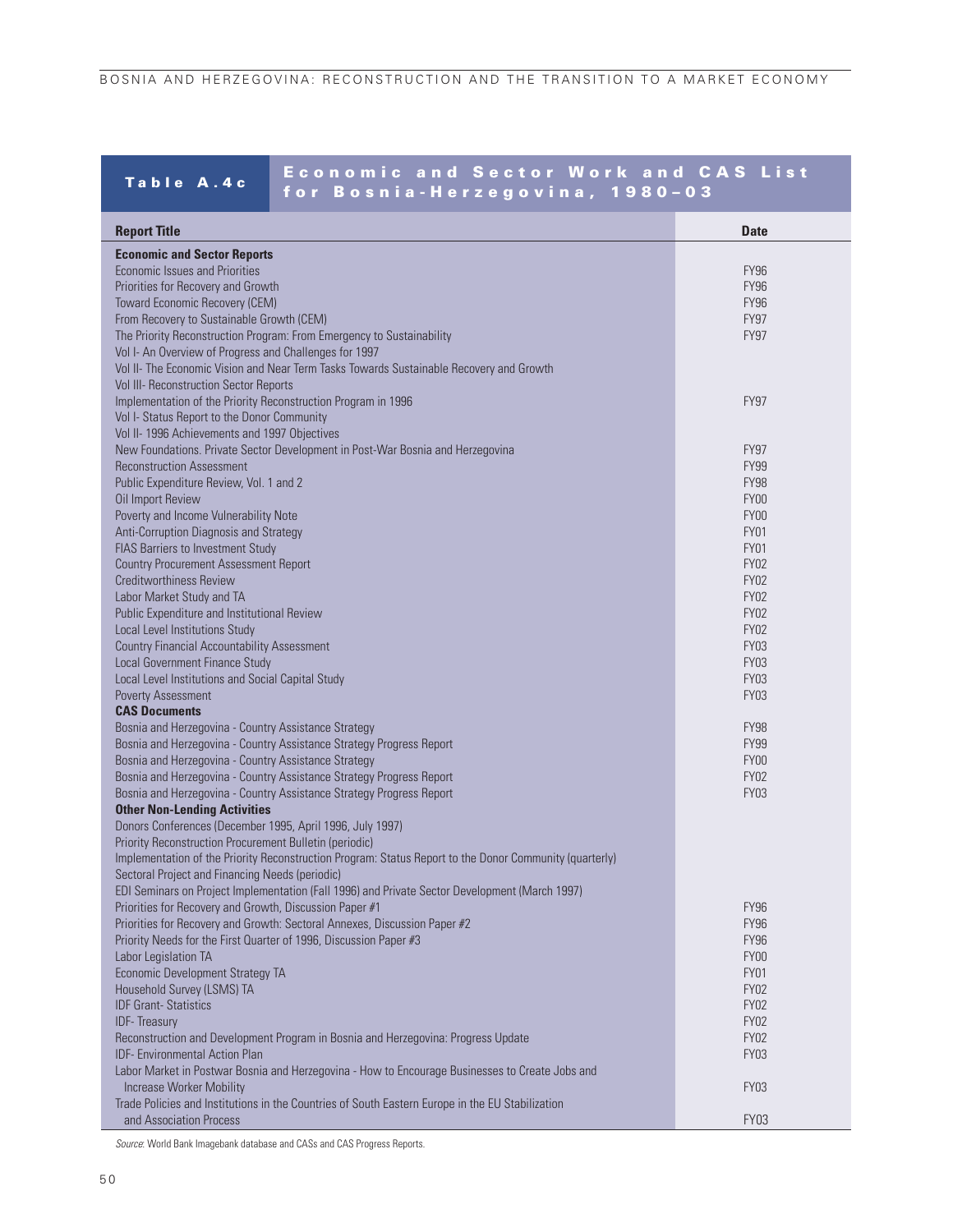**Table A.4c — Economic and Sector Work and CAS List for Bosnia-Herzegovina, 1980–03**

| Report Title | Date |
|---|---|
| **Economic and Sector Reports** | |
| Economic Issues and Priorities | FY96 |
| Priorities for Recovery and Growth | FY96 |
| Toward Economic Recovery (CEM) | FY96 |
| From Recovery to Sustainable Growth (CEM) | FY97 |
| The Priority Reconstruction Program: From Emergency to Sustainability | FY97 |
| Vol I- An Overview of Progress and Challenges for 1997 | |
| Vol II- The Economic Vision and Near Term Tasks Towards Sustainable Recovery and Growth | |
| Vol III- Reconstruction Sector Reports | |
| Implementation of the Priority Reconstruction Program in 1996 | FY97 |
| Vol I- Status Report to the Donor Community | |
| Vol II- 1996 Achievements and 1997 Objectives | |
| New Foundations. Private Sector Development in Post-War Bosnia and Herzegovina | FY97 |
| Reconstruction Assessment | FY99 |
| Public Expenditure Review, Vol. 1 and 2 | FY98 |
| Oil Import Review | FY00 |
| Poverty and Income Vulnerability Note | FY00 |
| Anti-Corruption Diagnosis and Strategy | FY01 |
| FIAS Barriers to Investment Study | FY01 |
| Country Procurement Assessment Report | FY02 |
| Creditworthiness Review | FY02 |
| Labor Market Study and TA | FY02 |
| Public Expenditure and Institutional Review | FY02 |
| Local Level Institutions Study | FY02 |
| Country Financial Accountability Assessment | FY03 |
| Local Government Finance Study | FY03 |
| Local Level Institutions and Social Capital Study | FY03 |
| Poverty Assessment | FY03 |
| **CAS Documents** | |
| Bosnia and Herzegovina - Country Assistance Strategy | FY98 |
| Bosnia and Herzegovina - Country Assistance Strategy Progress Report | FY99 |
| Bosnia and Herzegovina - Country Assistance Strategy | FY00 |
| Bosnia and Herzegovina - Country Assistance Strategy Progress Report | FY02 |
| Bosnia and Herzegovina - Country Assistance Strategy Progress Report | FY03 |
| **Other Non-Lending Activities** | |
| Donors Conferences (December 1995, April 1996, July 1997) | |
| Priority Reconstruction Procurement Bulletin (periodic) | |
| Implementation of the Priority Reconstruction Program: Status Report to the Donor Community (quarterly) | |
| Sectoral Project and Financing Needs (periodic) | |
| EDI Seminars on Project Implementation (Fall 1996) and Private Sector Development (March 1997) | |
| Priorities for Recovery and Growth, Discussion Paper #1 | FY96 |
| Priorities for Recovery and Growth: Sectoral Annexes, Discussion Paper #2 | FY96 |
| Priority Needs for the First Quarter of 1996, Discussion Paper #3 | FY96 |
| Labor Legislation TA | FY00 |
| Economic Development Strategy TA | FY01 |
| Household Survey (LSMS) TA | FY02 |
| IDF Grant- Statistics | FY02 |
| IDF- Treasury | FY02 |
| Reconstruction and Development Program in Bosnia and Herzegovina: Progress Update | FY02 |
| IDF- Environmental Action Plan | FY03 |
| Labor Market in Postwar Bosnia and Herzegovina - How to Encourage Businesses to Create Jobs and Increase Worker Mobility | FY03 |
| Trade Policies and Institutions in the Countries of South Eastern Europe in the EU Stabilization and Association Process | FY03 |

*Source*: World Bank Imagebank database and CASs and CAS Progress Reports.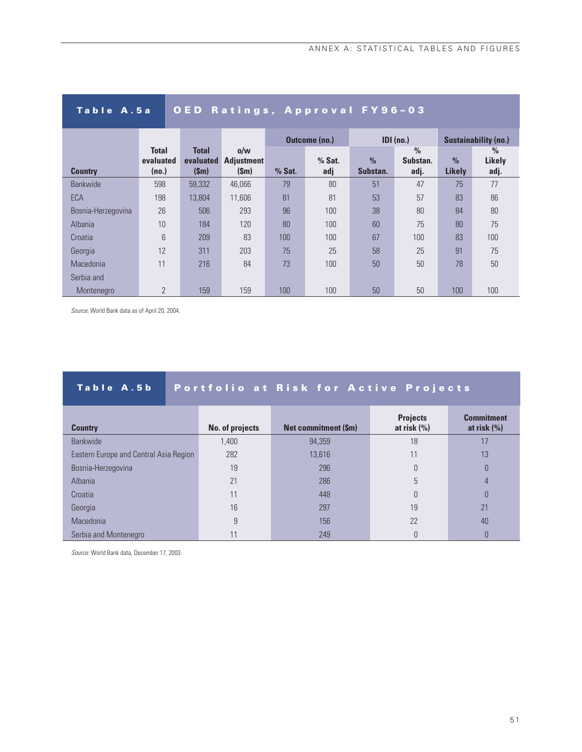## Table A.5a OED Ratings, Approval FY96–03

| Country | Total evaluated (no.) | Total evaluated ($m) | o/w Adjustment ($m) | Outcome (no.) | | IDI (no.) | | Sustainability (no.) | |
|---|---|---|---|---|---|---|---|---|---|
| | | | | % Sat. | % Sat. adj | % Substan. | % Substan. adj. | % Likely | % Likely adj. |
| Bankwide | 598 | 59,332 | 46,066 | 79 | 80 | 51 | 47 | 75 | 77 |
| ECA | 198 | 13,804 | 11,606 | 81 | 81 | 53 | 57 | 83 | 86 |
| Bosnia-Herzegovina | 26 | 506 | 293 | 96 | 100 | 38 | 80 | 84 | 80 |
| Albania | 10 | 184 | 120 | 80 | 100 | 60 | 75 | 80 | 75 |
| Croatia | 6 | 209 | 83 | 100 | 100 | 67 | 100 | 83 | 100 |
| Georgia | 12 | 311 | 203 | 75 | 25 | 58 | 25 | 91 | 75 |
| Macedonia | 11 | 216 | 84 | 73 | 100 | 50 | 50 | 78 | 50 |
| Serbia and Montenegro | 2 | 159 | 159 | 100 | 100 | 50 | 50 | 100 | 100 |

*Source*: World Bank data as of April 20, 2004.

## Table A.5b Portfolio at Risk for Active Projects

| Country | No. of projects | Net commitment ($m) | Projects at risk (%) | Commitment at risk (%) |
|---|---|---|---|---|
| Bankwide | 1,400 | 94,359 | 18 | 17 |
| Eastern Europe and Central Asia Region | 282 | 13,616 | 11 | 13 |
| Bosnia-Herzegovina | 19 | 296 | 0 | 0 |
| Albania | 21 | 286 | 5 | 4 |
| Croatia | 11 | 448 | 0 | 0 |
| Georgia | 16 | 297 | 19 | 21 |
| Macedonia | 9 | 156 | 22 | 40 |
| Serbia and Montenegro | 11 | 249 | 0 | 0 |

*Source*: World Bank data, December 17, 2003.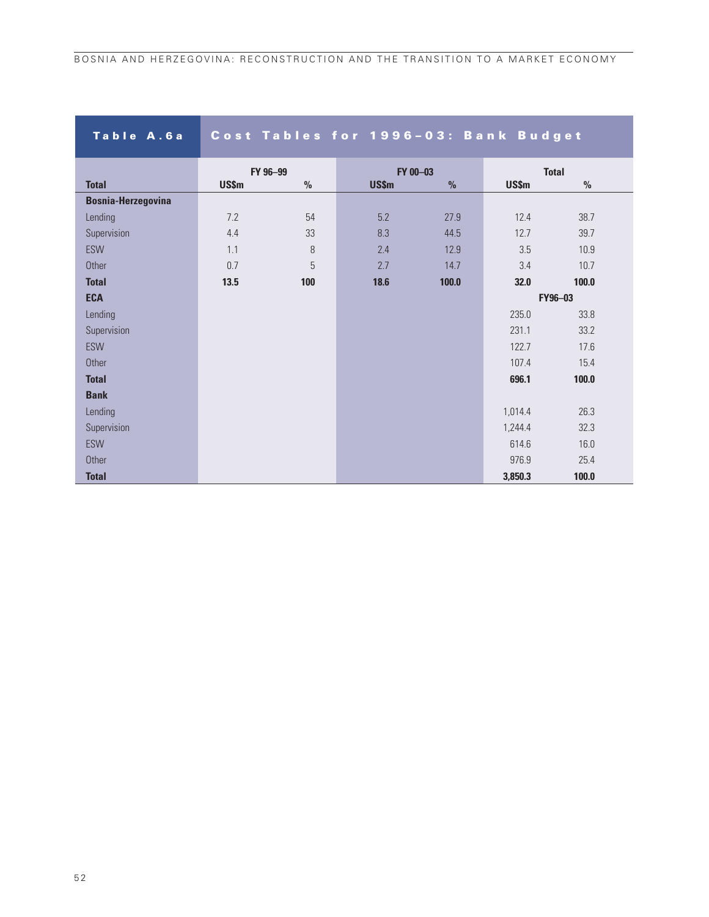## Table A.6a Cost Tables for 1996–03: Bank Budget

| Total | FY 96–99 | | FY 00–03 | | Total | |
|---|---|---|---|---|---|---|
| | US$m | % | US$m | % | US$m | % |
| **Bosnia-Herzegovina** | | | | | | |
| Lending | 7.2 | 54 | 5.2 | 27.9 | 12.4 | 38.7 |
| Supervision | 4.4 | 33 | 8.3 | 44.5 | 12.7 | 39.7 |
| ESW | 1.1 | 8 | 2.4 | 12.9 | 3.5 | 10.9 |
| Other | 0.7 | 5 | 2.7 | 14.7 | 3.4 | 10.7 |
| **Total** | **13.5** | **100** | **18.6** | **100.0** | **32.0** | **100.0** |
| **ECA** | | | | | **FY96–03** | |
| Lending | | | | | 235.0 | 33.8 |
| Supervision | | | | | 231.1 | 33.2 |
| ESW | | | | | 122.7 | 17.6 |
| Other | | | | | 107.4 | 15.4 |
| **Total** | | | | | **696.1** | **100.0** |
| **Bank** | | | | | | |
| Lending | | | | | 1,014.4 | 26.3 |
| Supervision | | | | | 1,244.4 | 32.3 |
| ESW | | | | | 614.6 | 16.0 |
| Other | | | | | 976.9 | 25.4 |
| **Total** | | | | | **3,850.3** | **100.0** |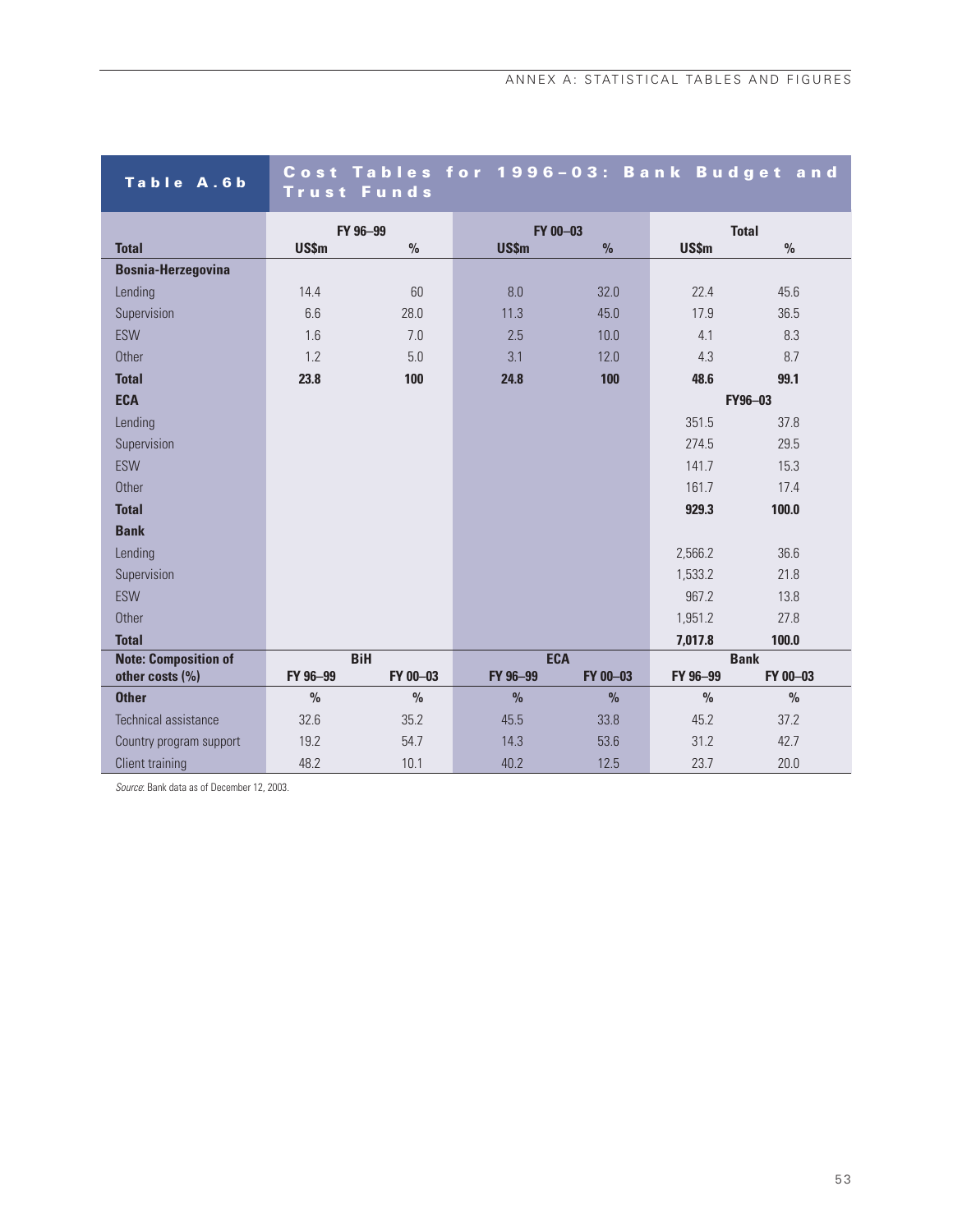**Table A.6b Cost Tables for 1996–03: Bank Budget and Trust Funds**

| Total | FY 96–99 | | FY 00–03 | | Total | |
|---|---|---|---|---|---|---|
| | US$m | % | US$m | % | US$m | % |
| **Bosnia-Herzegovina** | | | | | | |
| Lending | 14.4 | 60 | 8.0 | 32.0 | 22.4 | 45.6 |
| Supervision | 6.6 | 28.0 | 11.3 | 45.0 | 17.9 | 36.5 |
| ESW | 1.6 | 7.0 | 2.5 | 10.0 | 4.1 | 8.3 |
| Other | 1.2 | 5.0 | 3.1 | 12.0 | 4.3 | 8.7 |
| **Total** | **23.8** | **100** | **24.8** | **100** | **48.6** | **99.1** |
| **ECA** | | | | | **FY96–03** | |
| Lending | | | | | 351.5 | 37.8 |
| Supervision | | | | | 274.5 | 29.5 |
| ESW | | | | | 141.7 | 15.3 |
| Other | | | | | 161.7 | 17.4 |
| **Total** | | | | | **929.3** | **100.0** |
| **Bank** | | | | | | |
| Lending | | | | | 2,566.2 | 36.6 |
| Supervision | | | | | 1,533.2 | 21.8 |
| ESW | | | | | 967.2 | 13.8 |
| Other | | | | | 1,951.2 | 27.8 |
| **Total** | | | | | **7,017.8** | **100.0** |
| **Note: Composition of other costs (%)** | **BiH** | | **ECA** | | **Bank** | |
| | **FY 96–99** | **FY 00–03** | **FY 96–99** | **FY 00–03** | **FY 96–99** | **FY 00–03** |
| **Other** | % | % | % | % | % | % |
| Technical assistance | 32.6 | 35.2 | 45.5 | 33.8 | 45.2 | 37.2 |
| Country program support | 19.2 | 54.7 | 14.3 | 53.6 | 31.2 | 42.7 |
| Client training | 48.2 | 10.1 | 40.2 | 12.5 | 23.7 | 20.0 |

*Source*: Bank data as of December 12, 2003.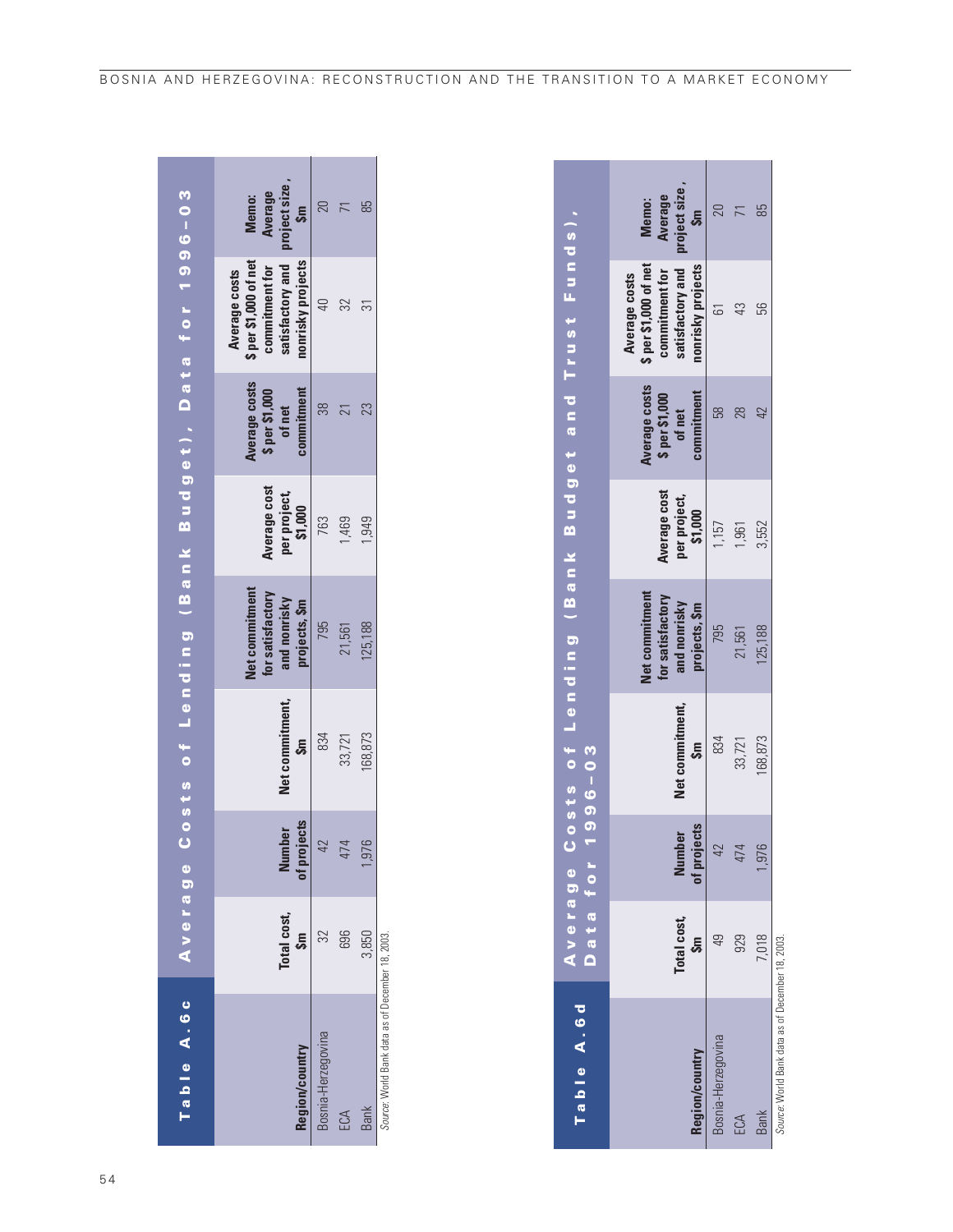**Table A.6c Average Costs of Lending (Bank Budget), Data for 1996–03**

| Region/country | Total cost, $m | Number of projects | Net commitment, $m | Net commitment for satisfactory and nonrisky projects, $m | Average cost per project, $1,000 | Average costs $ per $1,000 of net commitment | Average costs $ per $1,000 of net commitment for satisfactory and nonrisky projects | Memo: Average project size, $m |
|---|---|---|---|---|---|---|---|---|
| Bosnia-Herzegovina | 32 | 42 | 834 | 795 | 763 | 38 | 40 | 20 |
| ECA | 696 | 474 | 33,721 | 21,561 | 1,469 | 21 | 32 | 71 |
| Bank | 3,850 | 1,976 | 168,873 | 125,188 | 1,949 | 23 | 31 | 85 |

*Source:* World Bank data as of December 18, 2003.

**Table A.6d Average Costs of Lending (Bank Budget and Trust Funds), Data for 1996–03**

| Region/country | Total cost, $m | Number of projects | Net commitment, $m | Net commitment for satisfactory and nonrisky projects, $m | Average cost per project, $1,000 | Average costs $ per $1,000 of net commitment | Average costs $ per $1,000 of net commitment for satisfactory and nonrisky projects | Memo: Average project size, $m |
|---|---|---|---|---|---|---|---|---|
| Bosnia-Herzegovina | 49 | 42 | 834 | 795 | 1,157 | 58 | 61 | 20 |
| ECA | 929 | 474 | 33,721 | 21,561 | 1,961 | 28 | 43 | 71 |
| Bank | 7,018 | 1,976 | 168,873 | 125,188 | 3,552 | 42 | 56 | 85 |

*Source:* World Bank data as of December 18, 2003.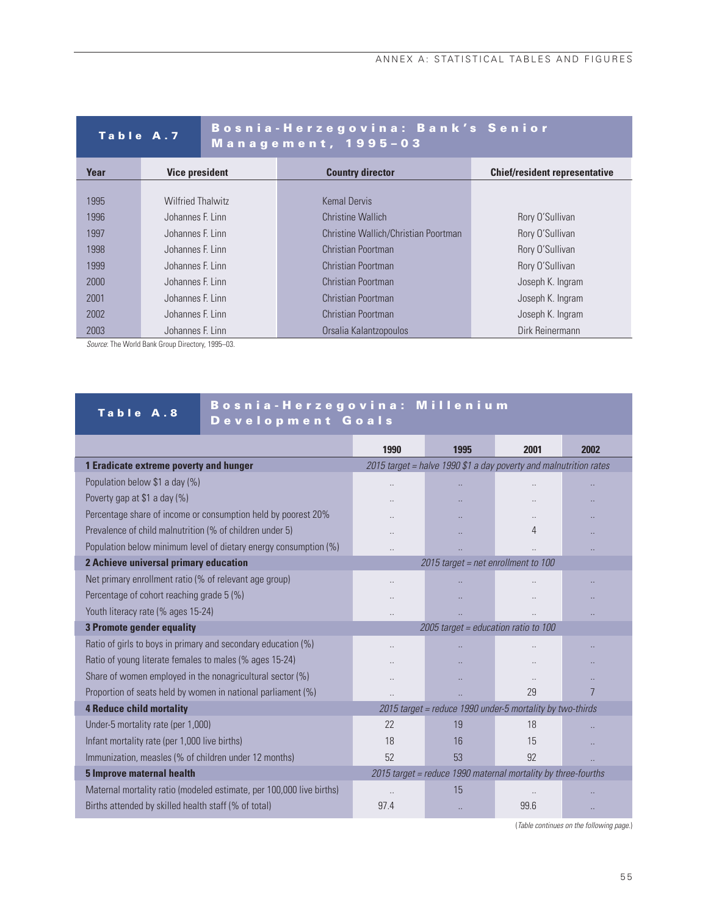## Table A.7 Bosnia-Herzegovina: Bank's Senior Management, 1995–03

| Year | Vice president | Country director | Chief/resident representative |
|---|---|---|---|
| 1995 | Wilfried Thalwitz | Kemal Dervis | |
| 1996 | Johannes F. Linn | Christine Wallich | Rory O'Sullivan |
| 1997 | Johannes F. Linn | Christine Wallich/Christian Poortman | Rory O'Sullivan |
| 1998 | Johannes F. Linn | Christian Poortman | Rory O'Sullivan |
| 1999 | Johannes F. Linn | Christian Poortman | Rory O'Sullivan |
| 2000 | Johannes F. Linn | Christian Poortman | Joseph K. Ingram |
| 2001 | Johannes F. Linn | Christian Poortman | Joseph K. Ingram |
| 2002 | Johannes F. Linn | Christian Poortman | Joseph K. Ingram |
| 2003 | Johannes F. Linn | Orsalia Kalantzopoulos | Dirk Reinermann |

*Source*: The World Bank Group Directory, 1995–03.

## Table A.8 Bosnia-Herzegovina: Millenium Development Goals

| | 1990 | 1995 | 2001 | 2002 |
|---|---|---|---|---|
| **1 Eradicate extreme poverty and hunger** | *2015 target = halve 1990 $1 a day poverty and malnutrition rates* | | | |
| Population below $1 a day (%) | .. | .. | .. | .. |
| Poverty gap at $1 a day (%) | .. | .. | .. | .. |
| Percentage share of income or consumption held by poorest 20% | .. | .. | .. | .. |
| Prevalence of child malnutrition (% of children under 5) | .. | .. | 4 | .. |
| Population below minimum level of dietary energy consumption (%) | .. | .. | .. | .. |
| **2 Achieve universal primary education** | *2015 target = net enrollment to 100* | | | |
| Net primary enrollment ratio (% of relevant age group) | .. | .. | .. | .. |
| Percentage of cohort reaching grade 5 (%) | .. | .. | .. | .. |
| Youth literacy rate (% ages 15-24) | .. | .. | .. | .. |
| **3 Promote gender equality** | *2005 target = education ratio to 100* | | | |
| Ratio of girls to boys in primary and secondary education (%) | .. | .. | .. | .. |
| Ratio of young literate females to males (% ages 15-24) | .. | .. | .. | .. |
| Share of women employed in the nonagricultural sector (%) | .. | .. | .. | .. |
| Proportion of seats held by women in national parliament (%) | .. | .. | 29 | 7 |
| **4 Reduce child mortality** | *2015 target = reduce 1990 under-5 mortality by two-thirds* | | | |
| Under-5 mortality rate (per 1,000) | 22 | 19 | 18 | .. |
| Infant mortality rate (per 1,000 live births) | 18 | 16 | 15 | .. |
| Immunization, measles (% of children under 12 months) | 52 | 53 | 92 | .. |
| **5 Improve maternal health** | *2015 target = reduce 1990 maternal mortality by three-fourths* | | | |
| Maternal mortality ratio (modeled estimate, per 100,000 live births) | .. | 15 | .. | .. |
| Births attended by skilled health staff (% of total) | 97.4 | .. | 99.6 | .. |

(*Table continues on the following page.*)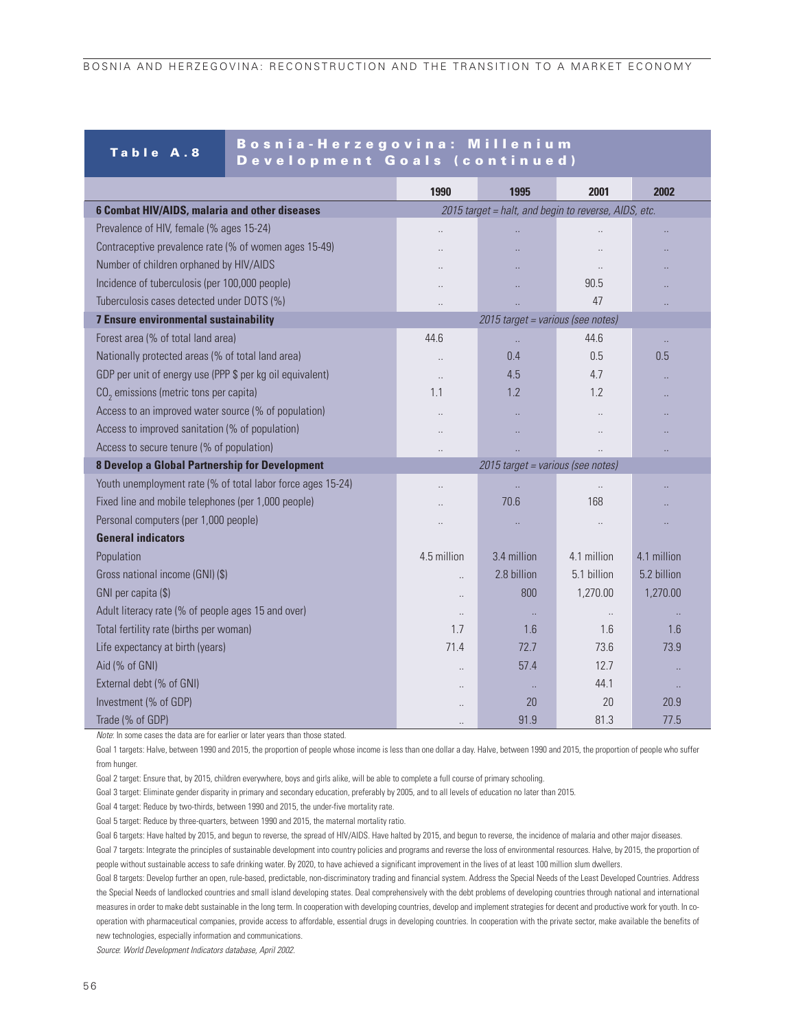**Table A.8 Bosnia-Herzegovina: Millenium Development Goals (continued)**

| | 1990 | 1995 | 2001 | 2002 |
|---|---|---|---|---|
| **6 Combat HIV/AIDS, malaria and other diseases** | *2015 target = halt, and begin to reverse, AIDS, etc.* | | | |
| Prevalence of HIV, female (% ages 15-24) | .. | .. | .. | .. |
| Contraceptive prevalence rate (% of women ages 15-49) | .. | .. | .. | .. |
| Number of children orphaned by HIV/AIDS | .. | .. | .. | .. |
| Incidence of tuberculosis (per 100,000 people) | .. | .. | 90.5 | .. |
| Tuberculosis cases detected under DOTS (%) | .. | .. | 47 | .. |
| **7 Ensure environmental sustainability** | *2015 target = various (see notes)* | | | |
| Forest area (% of total land area) | 44.6 | .. | 44.6 | .. |
| Nationally protected areas (% of total land area) | .. | 0.4 | 0.5 | 0.5 |
| GDP per unit of energy use (PPP $ per kg oil equivalent) | .. | 4.5 | 4.7 | .. |
| $CO_2$ emissions (metric tons per capita) | 1.1 | 1.2 | 1.2 | .. |
| Access to an improved water source (% of population) | .. | .. | .. | .. |
| Access to improved sanitation (% of population) | .. | .. | .. | .. |
| Access to secure tenure (% of population) | .. | .. | .. | .. |
| **8 Develop a Global Partnership for Development** | *2015 target = various (see notes)* | | | |
| Youth unemployment rate (% of total labor force ages 15-24) | .. | .. | .. | .. |
| Fixed line and mobile telephones (per 1,000 people) | .. | 70.6 | 168 | .. |
| Personal computers (per 1,000 people) | .. | .. | .. | .. |
| **General indicators** | | | | |
| Population | 4.5 million | 3.4 million | 4.1 million | 4.1 million |
| Gross national income (GNI) ($) | .. | 2.8 billion | 5.1 billion | 5.2 billion |
| GNI per capita ($) | .. | 800 | 1,270.00 | 1,270.00 |
| Adult literacy rate (% of people ages 15 and over) | .. | .. | .. | .. |
| Total fertility rate (births per woman) | 1.7 | 1.6 | 1.6 | 1.6 |
| Life expectancy at birth (years) | 71.4 | 72.7 | 73.6 | 73.9 |
| Aid (% of GNI) | .. | 57.4 | 12.7 | .. |
| External debt (% of GNI) | .. | .. | 44.1 | .. |
| Investment (% of GDP) | .. | 20 | 20 | 20.9 |
| Trade (% of GDP) | .. | 91.9 | 81.3 | 77.5 |

*Note*: In some cases the data are for earlier or later years than those stated.

Goal 1 targets: Halve, between 1990 and 2015, the proportion of people whose income is less than one dollar a day. Halve, between 1990 and 2015, the proportion of people who suffer from hunger.

Goal 2 target: Ensure that, by 2015, children everywhere, boys and girls alike, will be able to complete a full course of primary schooling.

Goal 3 target: Eliminate gender disparity in primary and secondary education, preferably by 2005, and to all levels of education no later than 2015.

Goal 4 target: Reduce by two-thirds, between 1990 and 2015, the under-five mortality rate.

Goal 5 target: Reduce by three-quarters, between 1990 and 2015, the maternal mortality ratio.

Goal 6 targets: Have halted by 2015, and begun to reverse, the spread of HIV/AIDS. Have halted by 2015, and begun to reverse, the incidence of malaria and other major diseases.

Goal 7 targets: Integrate the principles of sustainable development into country policies and programs and reverse the loss of environmental resources. Halve, by 2015, the proportion of people without sustainable access to safe drinking water. By 2020, to have achieved a significant improvement in the lives of at least 100 million slum dwellers.

Goal 8 targets: Develop further an open, rule-based, predictable, non-discriminatory trading and financial system. Address the Special Needs of the Least Developed Countries. Address the Special Needs of landlocked countries and small island developing states. Deal comprehensively with the debt problems of developing countries through national and international measures in order to make debt sustainable in the long term. In cooperation with developing countries, develop and implement strategies for decent and productive work for youth. In co-operation with pharmaceutical companies, provide access to affordable, essential drugs in developing countries. In cooperation with the private sector, make available the benefits of new technologies, especially information and communications.

*Source: World Development Indicators database, April 2002.*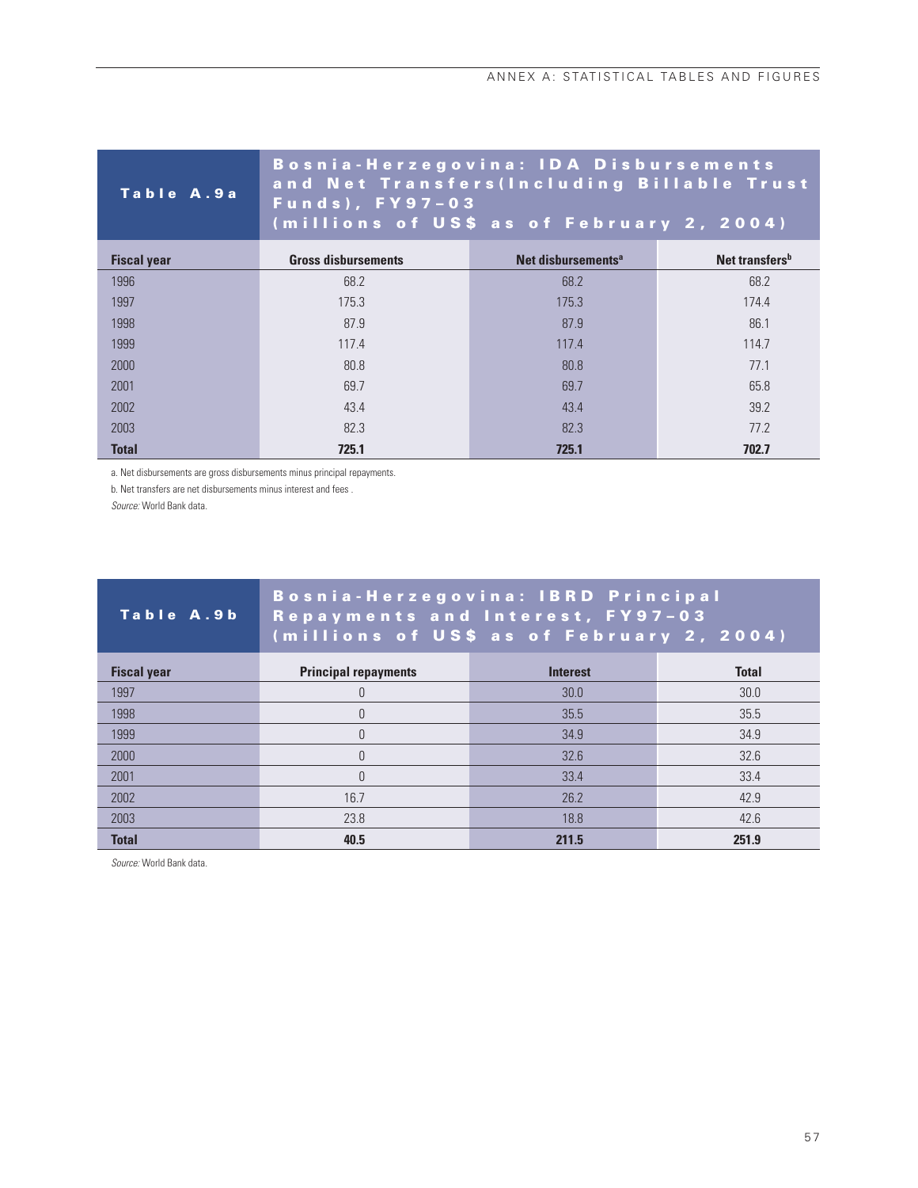## Table A.9a Bosnia-Herzegovina: IDA Disbursements and Net Transfers(Including Billable Trust Funds), FY97–03 (millions of US$ as of February 2, 2004)

| Fiscal year | Gross disbursements | Net disbursements[a] | Net transfers[b] |
|---|---|---|---|
| 1996 | 68.2 | 68.2 | 68.2 |
| 1997 | 175.3 | 175.3 | 174.4 |
| 1998 | 87.9 | 87.9 | 86.1 |
| 1999 | 117.4 | 117.4 | 114.7 |
| 2000 | 80.8 | 80.8 | 77.1 |
| 2001 | 69.7 | 69.7 | 65.8 |
| 2002 | 43.4 | 43.4 | 39.2 |
| 2003 | 82.3 | 82.3 | 77.2 |
| **Total** | **725.1** | **725.1** | **702.7** |

a. Net disbursements are gross disbursements minus principal repayments.

b. Net transfers are net disbursements minus interest and fees .

*Source:* World Bank data.

## Table A.9b Bosnia-Herzegovina: IBRD Principal Repayments and Interest, FY97–03 (millions of US$ as of February 2, 2004)

| Fiscal year | Principal repayments | Interest | Total |
|---|---|---|---|
| 1997 | 0 | 30.0 | 30.0 |
| 1998 | 0 | 35.5 | 35.5 |
| 1999 | 0 | 34.9 | 34.9 |
| 2000 | 0 | 32.6 | 32.6 |
| 2001 | 0 | 33.4 | 33.4 |
| 2002 | 16.7 | 26.2 | 42.9 |
| 2003 | 23.8 | 18.8 | 42.6 |
| **Total** | **40.5** | **211.5** | **251.9** |

*Source:* World Bank data.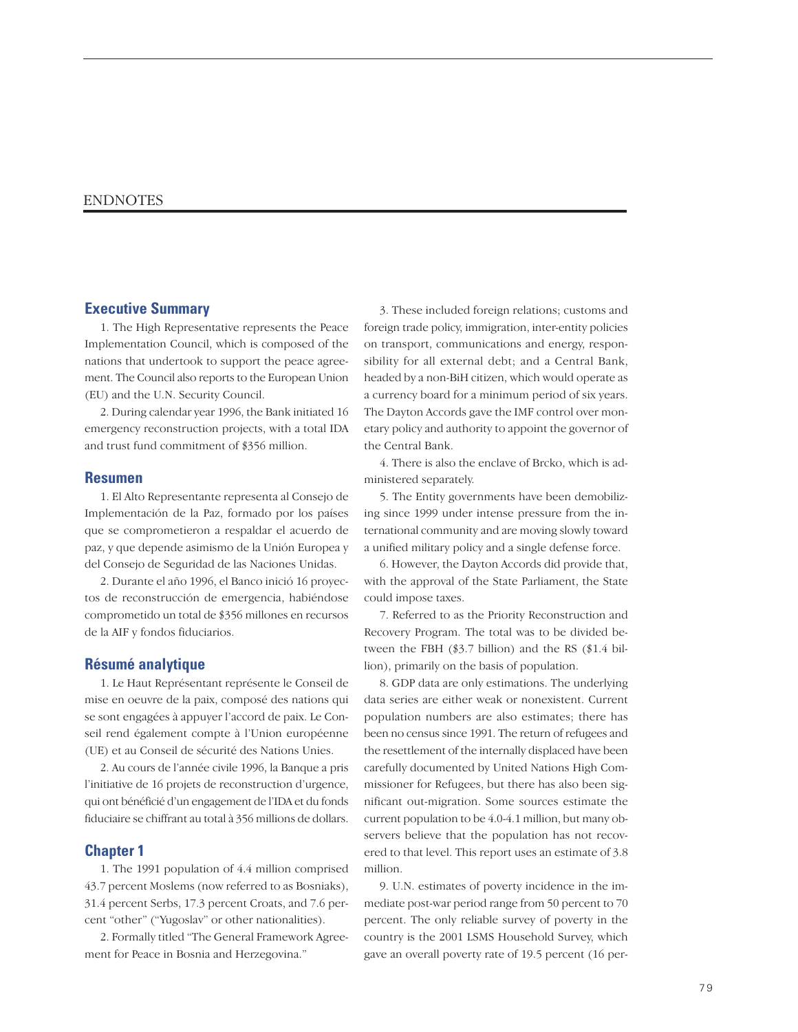# ENDNOTES

## Executive Summary

1. The High Representative represents the Peace Implementation Council, which is composed of the nations that undertook to support the peace agreement. The Council also reports to the European Union (EU) and the U.N. Security Council.

2. During calendar year 1996, the Bank initiated 16 emergency reconstruction projects, with a total IDA and trust fund commitment of $356 million.

## Resumen

1. El Alto Representante representa al Consejo de Implementación de la Paz, formado por los países que se comprometieron a respaldar el acuerdo de paz, y que depende asimismo de la Unión Europea y del Consejo de Seguridad de las Naciones Unidas.

2. Durante el año 1996, el Banco inició 16 proyectos de reconstrucción de emergencia, habiéndose comprometido un total de $356 millones en recursos de la AIF y fondos fiduciarios.

## Résumé analytique

1. Le Haut Représentant représente le Conseil de mise en oeuvre de la paix, composé des nations qui se sont engagées à appuyer l'accord de paix. Le Conseil rend également compte à l'Union européenne (UE) et au Conseil de sécurité des Nations Unies.

2. Au cours de l'année civile 1996, la Banque a pris l'initiative de 16 projets de reconstruction d'urgence, qui ont bénéficié d'un engagement de l'IDA et du fonds fiduciaire se chiffrant au total à 356 millions de dollars.

## Chapter 1

1. The 1991 population of 4.4 million comprised 43.7 percent Moslems (now referred to as Bosniaks), 31.4 percent Serbs, 17.3 percent Croats, and 7.6 percent "other" ("Yugoslav" or other nationalities).

2. Formally titled "The General Framework Agreement for Peace in Bosnia and Herzegovina."

3. These included foreign relations; customs and foreign trade policy, immigration, inter-entity policies on transport, communications and energy, responsibility for all external debt; and a Central Bank, headed by a non-BiH citizen, which would operate as a currency board for a minimum period of six years. The Dayton Accords gave the IMF control over monetary policy and authority to appoint the governor of the Central Bank.

4. There is also the enclave of Brcko, which is administered separately.

5. The Entity governments have been demobilizing since 1999 under intense pressure from the international community and are moving slowly toward a unified military policy and a single defense force.

6. However, the Dayton Accords did provide that, with the approval of the State Parliament, the State could impose taxes.

7. Referred to as the Priority Reconstruction and Recovery Program. The total was to be divided between the FBH ($3.7 billion) and the RS ($1.4 billion), primarily on the basis of population.

8. GDP data are only estimations. The underlying data series are either weak or nonexistent. Current population numbers are also estimates; there has been no census since 1991. The return of refugees and the resettlement of the internally displaced have been carefully documented by United Nations High Commissioner for Refugees, but there has also been significant out-migration. Some sources estimate the current population to be 4.0-4.1 million, but many observers believe that the population has not recovered to that level. This report uses an estimate of 3.8 million.

9. U.N. estimates of poverty incidence in the immediate post-war period range from 50 percent to 70 percent. The only reliable survey of poverty in the country is the 2001 LSMS Household Survey, which gave an overall poverty rate of 19.5 percent (16 per-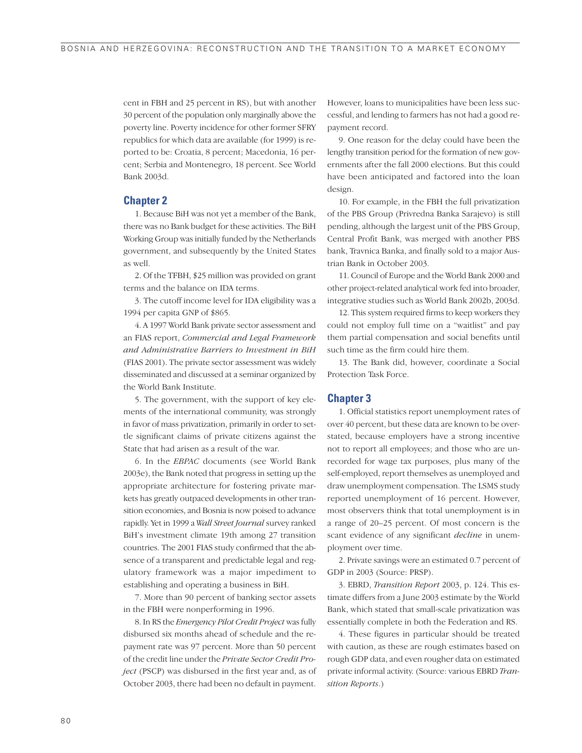cent in FBH and 25 percent in RS), but with another 30 percent of the population only marginally above the poverty line. Poverty incidence for other former SFRY republics for which data are available (for 1999) is reported to be: Croatia, 8 percent; Macedonia, 16 percent; Serbia and Montenegro, 18 percent. See World Bank 2003d.

## Chapter 2

1. Because BiH was not yet a member of the Bank, there was no Bank budget for these activities. The BiH Working Group was initially funded by the Netherlands government, and subsequently by the United States as well.

2. Of the TFBH, $25 million was provided on grant terms and the balance on IDA terms.

3. The cutoff income level for IDA eligibility was a 1994 per capita GNP of $865.

4. A 1997 World Bank private sector assessment and an FIAS report, *Commercial and Legal Framework and Administrative Barriers to Investment in BiH* (FIAS 2001). The private sector assessment was widely disseminated and discussed at a seminar organized by the World Bank Institute.

5. The government, with the support of key elements of the international community, was strongly in favor of mass privatization, primarily in order to settle significant claims of private citizens against the State that had arisen as a result of the war.

6. In the *EBPAC* documents (see World Bank 2003e), the Bank noted that progress in setting up the appropriate architecture for fostering private markets has greatly outpaced developments in other transition economies, and Bosnia is now poised to advance rapidly. Yet in 1999 a *Wall Street Journal* survey ranked BiH's investment climate 19th among 27 transition countries. The 2001 FIAS study confirmed that the absence of a transparent and predictable legal and regulatory framework was a major impediment to establishing and operating a business in BiH.

7. More than 90 percent of banking sector assets in the FBH were nonperforming in 1996.

8. In RS the *Emergency Pilot Credit Project* was fully disbursed six months ahead of schedule and the repayment rate was 97 percent. More than 50 percent of the credit line under the *Private Sector Credit Project* (PSCP) was disbursed in the first year and, as of October 2003, there had been no default in payment. However, loans to municipalities have been less successful, and lending to farmers has not had a good repayment record.

9. One reason for the delay could have been the lengthy transition period for the formation of new governments after the fall 2000 elections. But this could have been anticipated and factored into the loan design.

10. For example, in the FBH the full privatization of the PBS Group (Privredna Banka Sarajevo) is still pending, although the largest unit of the PBS Group, Central Profit Bank, was merged with another PBS bank, Travnica Banka, and finally sold to a major Austrian Bank in October 2003.

11. Council of Europe and the World Bank 2000 and other project-related analytical work fed into broader, integrative studies such as World Bank 2002b, 2003d.

12. This system required firms to keep workers they could not employ full time on a "waitlist" and pay them partial compensation and social benefits until such time as the firm could hire them.

13. The Bank did, however, coordinate a Social Protection Task Force.

## Chapter 3

1. Official statistics report unemployment rates of over 40 percent, but these data are known to be overstated, because employers have a strong incentive not to report all employees; and those who are unrecorded for wage tax purposes, plus many of the self-employed, report themselves as unemployed and draw unemployment compensation. The LSMS study reported unemployment of 16 percent. However, most observers think that total unemployment is in a range of 20–25 percent. Of most concern is the scant evidence of any significant *decline* in unemployment over time.

2. Private savings were an estimated 0.7 percent of GDP in 2003 (Source: PRSP).

3. EBRD, *Transition Report* 2003, p. 124. This estimate differs from a June 2003 estimate by the World Bank, which stated that small-scale privatization was essentially complete in both the Federation and RS.

4. These figures in particular should be treated with caution, as these are rough estimates based on rough GDP data, and even rougher data on estimated private informal activity. (Source: various EBRD *Transition Reports*.)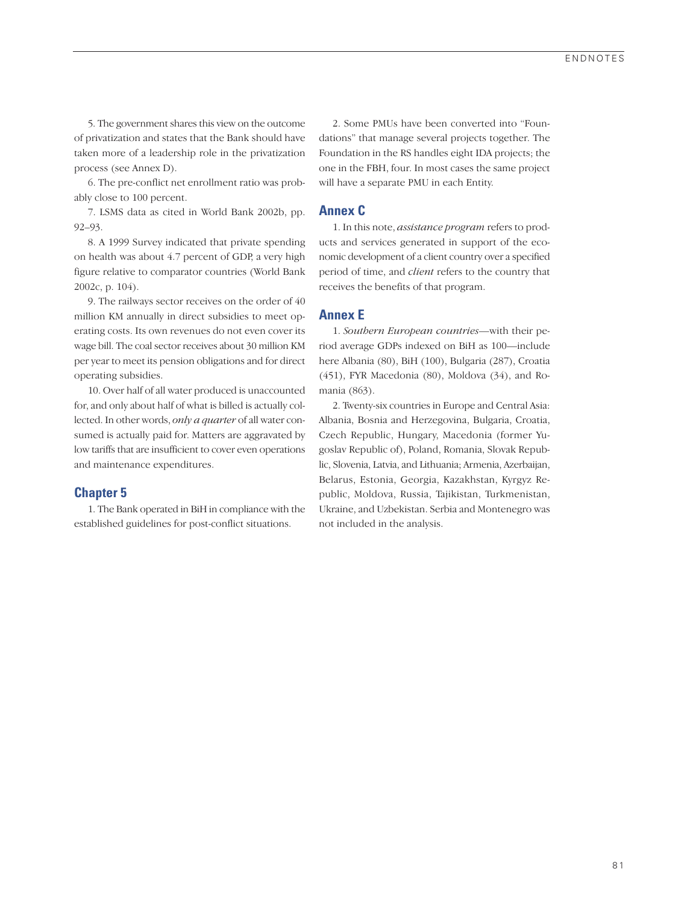5. The government shares this view on the outcome of privatization and states that the Bank should have taken more of a leadership role in the privatization process (see Annex D).

6. The pre-conflict net enrollment ratio was probably close to 100 percent.

7. LSMS data as cited in World Bank 2002b, pp. 92–93.

8. A 1999 Survey indicated that private spending on health was about 4.7 percent of GDP, a very high figure relative to comparator countries (World Bank 2002c, p. 104).

9. The railways sector receives on the order of 40 million KM annually in direct subsidies to meet operating costs. Its own revenues do not even cover its wage bill. The coal sector receives about 30 million KM per year to meet its pension obligations and for direct operating subsidies.

10. Over half of all water produced is unaccounted for, and only about half of what is billed is actually collected. In other words, *only a quarter* of all water consumed is actually paid for. Matters are aggravated by low tariffs that are insufficient to cover even operations and maintenance expenditures.

## Chapter 5

1. The Bank operated in BiH in compliance with the established guidelines for post-conflict situations.

2. Some PMUs have been converted into "Foundations" that manage several projects together. The Foundation in the RS handles eight IDA projects; the one in the FBH, four. In most cases the same project will have a separate PMU in each Entity.

## Annex C

1. In this note, *assistance program* refers to products and services generated in support of the economic development of a client country over a specified period of time, and *client* refers to the country that receives the benefits of that program.

## Annex E

1. *Southern European countries*—with their period average GDPs indexed on BiH as 100—include here Albania (80), BiH (100), Bulgaria (287), Croatia (451), FYR Macedonia (80), Moldova (34), and Romania (863).

2. Twenty-six countries in Europe and Central Asia: Albania, Bosnia and Herzegovina, Bulgaria, Croatia, Czech Republic, Hungary, Macedonia (former Yugoslav Republic of), Poland, Romania, Slovak Republic, Slovenia, Latvia, and Lithuania; Armenia, Azerbaijan, Belarus, Estonia, Georgia, Kazakhstan, Kyrgyz Republic, Moldova, Russia, Tajikistan, Turkmenistan, Ukraine, and Uzbekistan. Serbia and Montenegro was not included in the analysis.